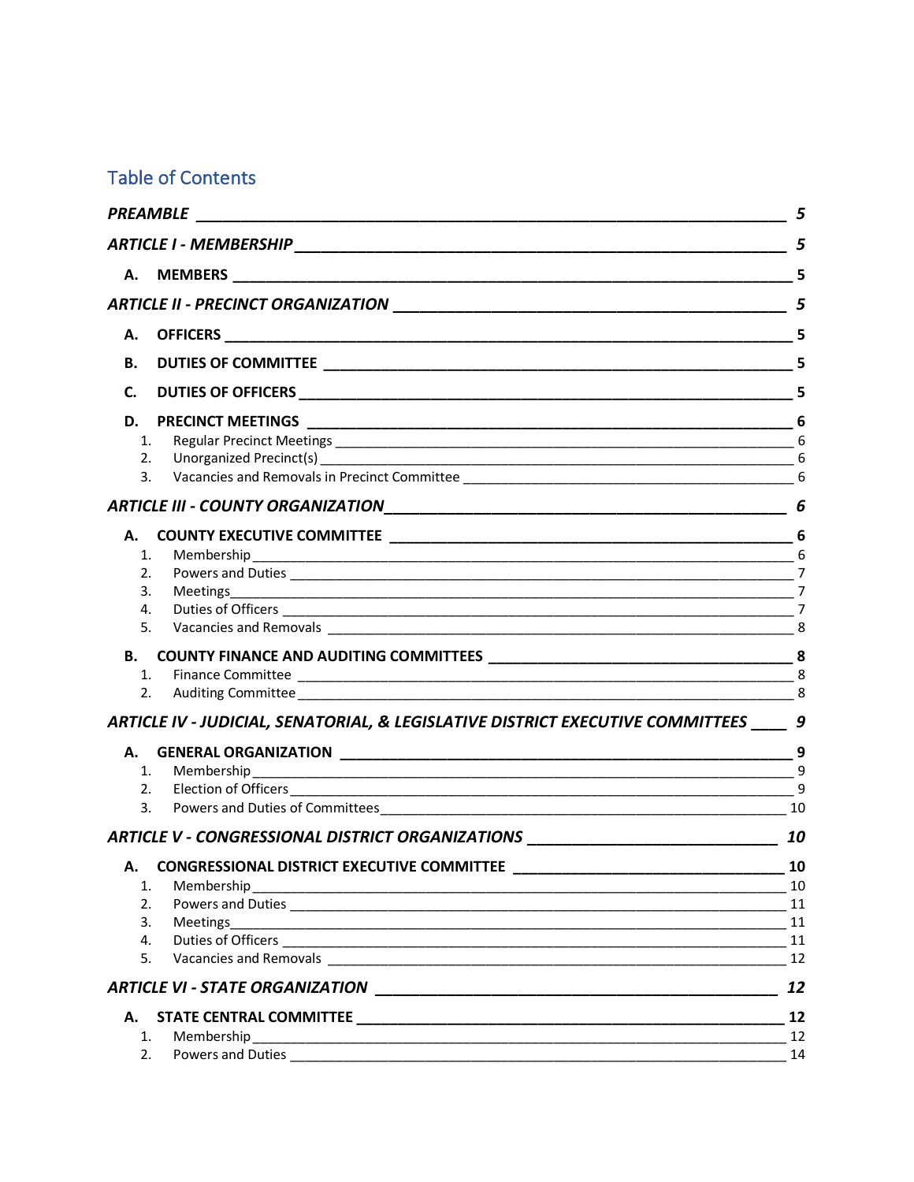# Table of Contents

***PREAMBLE*** _____ ***5***

***ARTICLE I - MEMBERSHIP*** _____ ***5***

- **A. MEMBERS** _____ **5**

***ARTICLE II - PRECINCT ORGANIZATION*** _____ ***5***

- **A. OFFICERS** _____ **5**
- **B. DUTIES OF COMMITTEE** _____ **5**
- **C. DUTIES OF OFFICERS** _____ **5**
- **D. PRECINCT MEETINGS** _____ **6**
  1. Regular Precinct Meetings _____ 6
  2. Unorganized Precinct(s) _____ 6
  3. Vacancies and Removals in Precinct Committee _____ 6

***ARTICLE III - COUNTY ORGANIZATION*** _____ ***6***

- **A. COUNTY EXECUTIVE COMMITTEE** _____ **6**
  1. Membership _____ 6
  2. Powers and Duties _____ 7
  3. Meetings _____ 7
  4. Duties of Officers _____ 7
  5. Vacancies and Removals _____ 8
- **B. COUNTY FINANCE AND AUDITING COMMITTEES** _____ **8**
  1. Finance Committee _____ 8
  2. Auditing Committee _____ 8

***ARTICLE IV - JUDICIAL, SENATORIAL, & LEGISLATIVE DISTRICT EXECUTIVE COMMITTEES*** _____ ***9***

- **A. GENERAL ORGANIZATION** _____ **9**
  1. Membership _____ 9
  2. Election of Officers _____ 9
  3. Powers and Duties of Committees _____ 10

***ARTICLE V - CONGRESSIONAL DISTRICT ORGANIZATIONS*** _____ ***10***

- **A. CONGRESSIONAL DISTRICT EXECUTIVE COMMITTEE** _____ **10**
  1. Membership _____ 10
  2. Powers and Duties _____ 11
  3. Meetings _____ 11
  4. Duties of Officers _____ 11
  5. Vacancies and Removals _____ 12

***ARTICLE VI - STATE ORGANIZATION*** _____ ***12***

- **A. STATE CENTRAL COMMITTEE** _____ **12**
  1. Membership _____ 12
  2. Powers and Duties _____ 14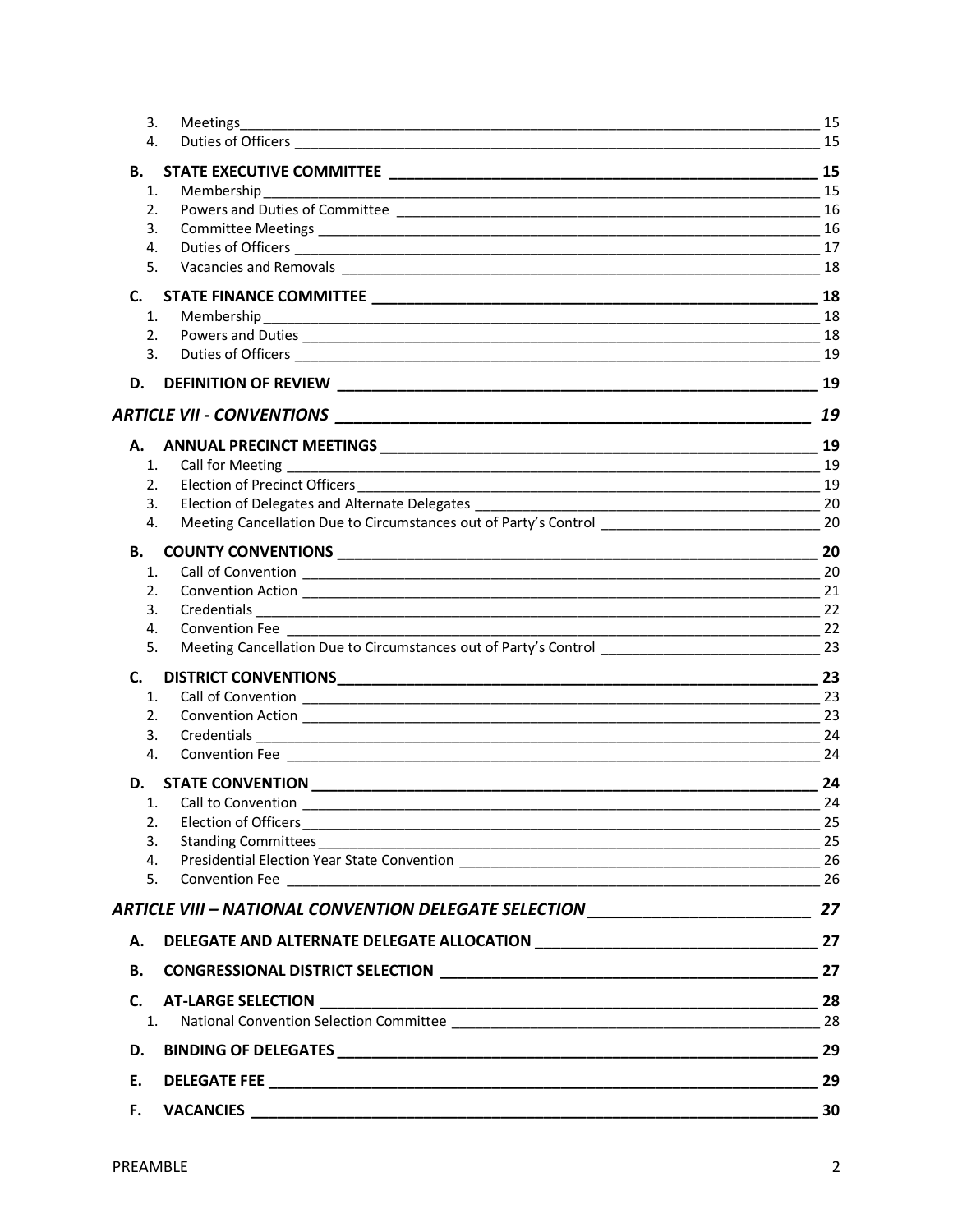3. Meetings ____________________________________________ 15
4. Duties of Officers ____________________________________________ 15

**B. STATE EXECUTIVE COMMITTEE ____________________________________________ 15**

1. Membership ____________________________________________ 15
2. Powers and Duties of Committee ____________________________________________ 16
3. Committee Meetings ____________________________________________ 16
4. Duties of Officers ____________________________________________ 17
5. Vacancies and Removals ____________________________________________ 18

**C. STATE FINANCE COMMITTEE ____________________________________________ 18**

1. Membership ____________________________________________ 18
2. Powers and Duties ____________________________________________ 18
3. Duties of Officers ____________________________________________ 19

**D. DEFINITION OF REVIEW ____________________________________________ 19**

***ARTICLE VII - CONVENTIONS ____________________________________________ 19***

**A. ANNUAL PRECINCT MEETINGS ____________________________________________ 19**

1. Call for Meeting ____________________________________________ 19
2. Election of Precinct Officers ____________________________________________ 19
3. Election of Delegates and Alternate Delegates ____________________________________________ 20
4. Meeting Cancellation Due to Circumstances out of Party's Control ____________________________________________ 20

**B. COUNTY CONVENTIONS ____________________________________________ 20**

1. Call of Convention ____________________________________________ 20
2. Convention Action ____________________________________________ 21
3. Credentials ____________________________________________ 22
4. Convention Fee ____________________________________________ 22
5. Meeting Cancellation Due to Circumstances out of Party's Control ____________________________________________ 23

**C. DISTRICT CONVENTIONS ____________________________________________ 23**

1. Call of Convention ____________________________________________ 23
2. Convention Action ____________________________________________ 23
3. Credentials ____________________________________________ 24
4. Convention Fee ____________________________________________ 24

**D. STATE CONVENTION ____________________________________________ 24**

1. Call to Convention ____________________________________________ 24
2. Election of Officers ____________________________________________ 25
3. Standing Committees ____________________________________________ 25
4. Presidential Election Year State Convention ____________________________________________ 26
5. Convention Fee ____________________________________________ 26

***ARTICLE VIII – NATIONAL CONVENTION DELEGATE SELECTION ____________________________________________ 27***

**A. DELEGATE AND ALTERNATE DELEGATE ALLOCATION ____________________________________________ 27**

**B. CONGRESSIONAL DISTRICT SELECTION ____________________________________________ 27**

**C. AT-LARGE SELECTION ____________________________________________ 28**

1. National Convention Selection Committee ____________________________________________ 28

**D. BINDING OF DELEGATES ____________________________________________ 29**

**E. DELEGATE FEE ____________________________________________ 29**

**F. VACANCIES ____________________________________________ 30**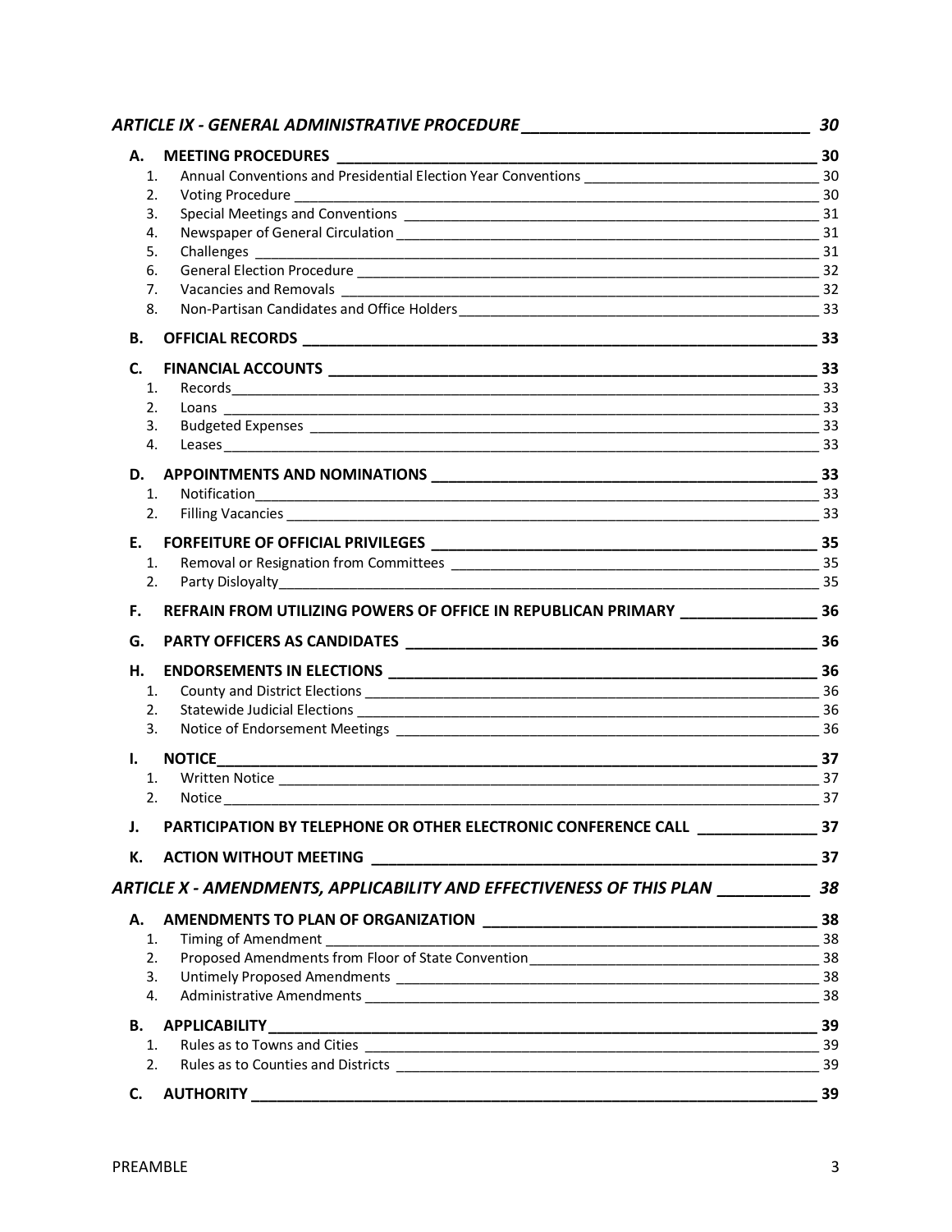*ARTICLE IX - GENERAL ADMINISTRATIVE PROCEDURE* 30

**A. MEETING PROCEDURES** 30

1. Annual Conventions and Presidential Election Year Conventions 30
2. Voting Procedure 30
3. Special Meetings and Conventions 31
4. Newspaper of General Circulation 31
5. Challenges 31
6. General Election Procedure 32
7. Vacancies and Removals 32
8. Non-Partisan Candidates and Office Holders 33

**B. OFFICIAL RECORDS** 33

**C. FINANCIAL ACCOUNTS** 33

1. Records 33
2. Loans 33
3. Budgeted Expenses 33
4. Leases 33

**D. APPOINTMENTS AND NOMINATIONS** 33

1. Notification 33
2. Filling Vacancies 33

**E. FORFEITURE OF OFFICIAL PRIVILEGES** 35

1. Removal or Resignation from Committees 35
2. Party Disloyalty 35

**F. REFRAIN FROM UTILIZING POWERS OF OFFICE IN REPUBLICAN PRIMARY** 36

**G. PARTY OFFICERS AS CANDIDATES** 36

**H. ENDORSEMENTS IN ELECTIONS** 36

1. County and District Elections 36
2. Statewide Judicial Elections 36
3. Notice of Endorsement Meetings 36

**I. NOTICE** 37

1. Written Notice 37
2. Notice 37

**J. PARTICIPATION BY TELEPHONE OR OTHER ELECTRONIC CONFERENCE CALL** 37

**K. ACTION WITHOUT MEETING** 37

*ARTICLE X - AMENDMENTS, APPLICABILITY AND EFFECTIVENESS OF THIS PLAN* 38

**A. AMENDMENTS TO PLAN OF ORGANIZATION** 38

1. Timing of Amendment 38
2. Proposed Amendments from Floor of State Convention 38
3. Untimely Proposed Amendments 38
4. Administrative Amendments 38

**B. APPLICABILITY** 39

1. Rules as to Towns and Cities 39
2. Rules as to Counties and Districts 39

**C. AUTHORITY** 39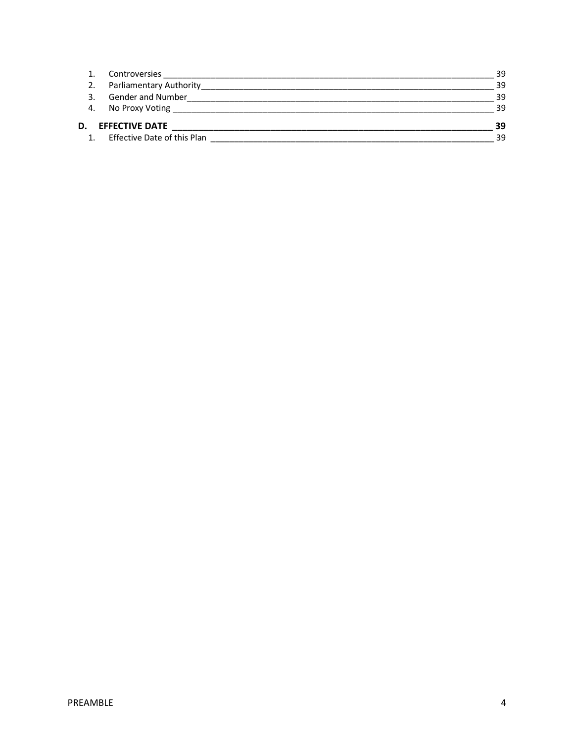1. Controversies ____________________________________________ 39
2. Parliamentary Authority ____________________________________ 39
3. Gender and Number ________________________________________ 39
4. No Proxy Voting __________________________________________ 39

**D. EFFECTIVE DATE ___________________________________________ 39**

1. Effective Date of this Plan ___________________________________ 39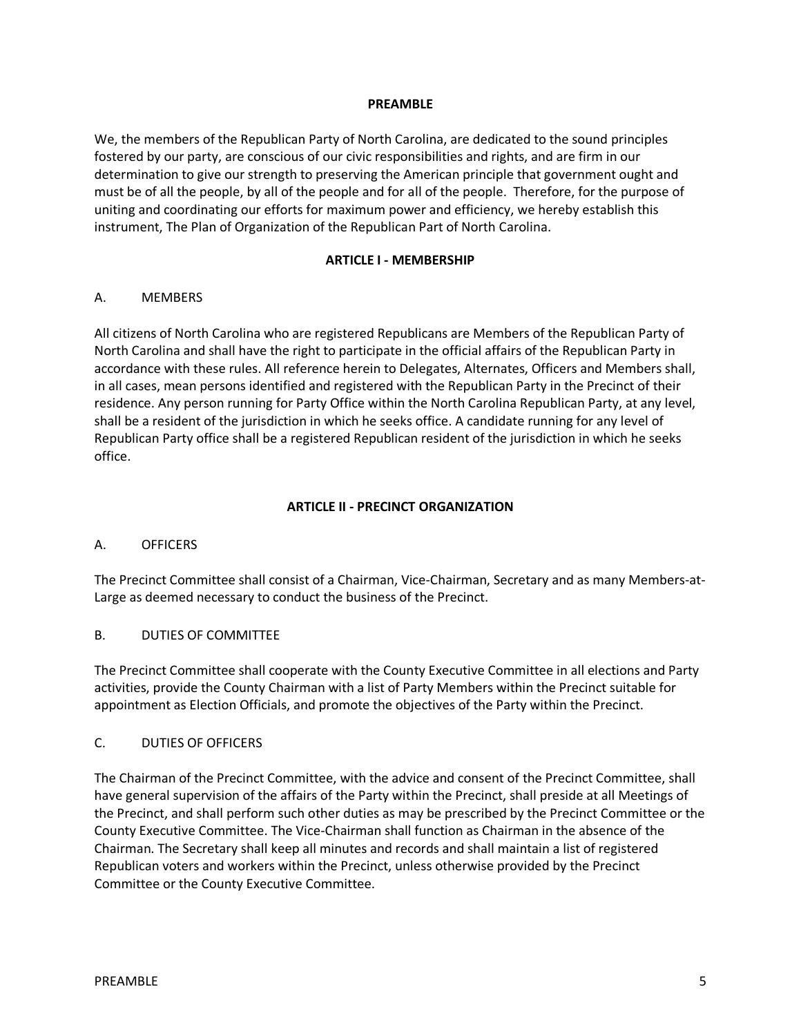## PREAMBLE

We, the members of the Republican Party of North Carolina, are dedicated to the sound principles fostered by our party, are conscious of our civic responsibilities and rights, and are firm in our determination to give our strength to preserving the American principle that government ought and must be of all the people, by all of the people and for all of the people. Therefore, for the purpose of uniting and coordinating our efforts for maximum power and efficiency, we hereby establish this instrument, The Plan of Organization of the Republican Part of North Carolina.

## ARTICLE I - MEMBERSHIP

### A. MEMBERS

All citizens of North Carolina who are registered Republicans are Members of the Republican Party of North Carolina and shall have the right to participate in the official affairs of the Republican Party in accordance with these rules. All reference herein to Delegates, Alternates, Officers and Members shall, in all cases, mean persons identified and registered with the Republican Party in the Precinct of their residence. Any person running for Party Office within the North Carolina Republican Party, at any level, shall be a resident of the jurisdiction in which he seeks office. A candidate running for any level of Republican Party office shall be a registered Republican resident of the jurisdiction in which he seeks office.

## ARTICLE II - PRECINCT ORGANIZATION

### A. OFFICERS

The Precinct Committee shall consist of a Chairman, Vice-Chairman, Secretary and as many Members-at-Large as deemed necessary to conduct the business of the Precinct.

### B. DUTIES OF COMMITTEE

The Precinct Committee shall cooperate with the County Executive Committee in all elections and Party activities, provide the County Chairman with a list of Party Members within the Precinct suitable for appointment as Election Officials, and promote the objectives of the Party within the Precinct.

### C. DUTIES OF OFFICERS

The Chairman of the Precinct Committee, with the advice and consent of the Precinct Committee, shall have general supervision of the affairs of the Party within the Precinct, shall preside at all Meetings of the Precinct, and shall perform such other duties as may be prescribed by the Precinct Committee or the County Executive Committee. The Vice-Chairman shall function as Chairman in the absence of the Chairman. The Secretary shall keep all minutes and records and shall maintain a list of registered Republican voters and workers within the Precinct, unless otherwise provided by the Precinct Committee or the County Executive Committee.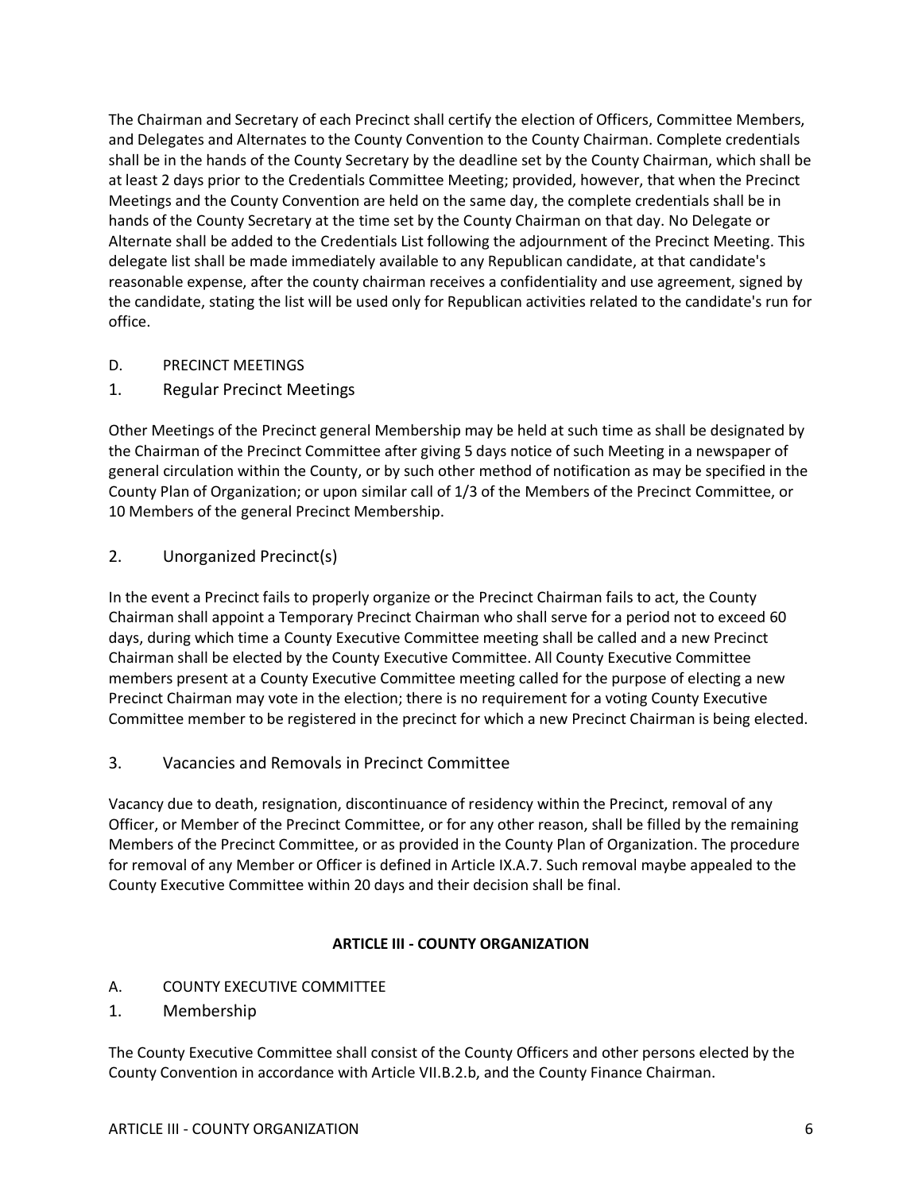The Chairman and Secretary of each Precinct shall certify the election of Officers, Committee Members, and Delegates and Alternates to the County Convention to the County Chairman. Complete credentials shall be in the hands of the County Secretary by the deadline set by the County Chairman, which shall be at least 2 days prior to the Credentials Committee Meeting; provided, however, that when the Precinct Meetings and the County Convention are held on the same day, the complete credentials shall be in hands of the County Secretary at the time set by the County Chairman on that day. No Delegate or Alternate shall be added to the Credentials List following the adjournment of the Precinct Meeting. This delegate list shall be made immediately available to any Republican candidate, at that candidate's reasonable expense, after the county chairman receives a confidentiality and use agreement, signed by the candidate, stating the list will be used only for Republican activities related to the candidate's run for office.

## D. PRECINCT MEETINGS

### 1. Regular Precinct Meetings

Other Meetings of the Precinct general Membership may be held at such time as shall be designated by the Chairman of the Precinct Committee after giving 5 days notice of such Meeting in a newspaper of general circulation within the County, or by such other method of notification as may be specified in the County Plan of Organization; or upon similar call of 1/3 of the Members of the Precinct Committee, or 10 Members of the general Precinct Membership.

### 2. Unorganized Precinct(s)

In the event a Precinct fails to properly organize or the Precinct Chairman fails to act, the County Chairman shall appoint a Temporary Precinct Chairman who shall serve for a period not to exceed 60 days, during which time a County Executive Committee meeting shall be called and a new Precinct Chairman shall be elected by the County Executive Committee. All County Executive Committee members present at a County Executive Committee meeting called for the purpose of electing a new Precinct Chairman may vote in the election; there is no requirement for a voting County Executive Committee member to be registered in the precinct for which a new Precinct Chairman is being elected.

### 3. Vacancies and Removals in Precinct Committee

Vacancy due to death, resignation, discontinuance of residency within the Precinct, removal of any Officer, or Member of the Precinct Committee, or for any other reason, shall be filled by the remaining Members of the Precinct Committee, or as provided in the County Plan of Organization. The procedure for removal of any Member or Officer is defined in Article IX.A.7. Such removal maybe appealed to the County Executive Committee within 20 days and their decision shall be final.

# ARTICLE III - COUNTY ORGANIZATION

## A. COUNTY EXECUTIVE COMMITTEE

### 1. Membership

The County Executive Committee shall consist of the County Officers and other persons elected by the County Convention in accordance with Article VII.B.2.b, and the County Finance Chairman.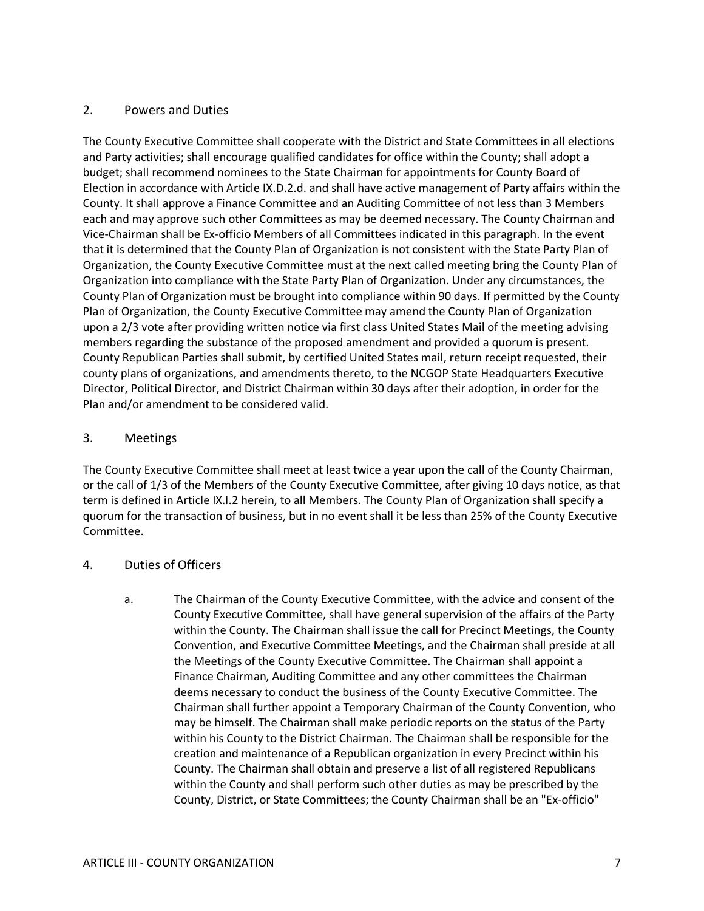## 2. Powers and Duties

The County Executive Committee shall cooperate with the District and State Committees in all elections and Party activities; shall encourage qualified candidates for office within the County; shall adopt a budget; shall recommend nominees to the State Chairman for appointments for County Board of Election in accordance with Article IX.D.2.d. and shall have active management of Party affairs within the County. It shall approve a Finance Committee and an Auditing Committee of not less than 3 Members each and may approve such other Committees as may be deemed necessary. The County Chairman and Vice-Chairman shall be Ex-officio Members of all Committees indicated in this paragraph. In the event that it is determined that the County Plan of Organization is not consistent with the State Party Plan of Organization, the County Executive Committee must at the next called meeting bring the County Plan of Organization into compliance with the State Party Plan of Organization. Under any circumstances, the County Plan of Organization must be brought into compliance within 90 days. If permitted by the County Plan of Organization, the County Executive Committee may amend the County Plan of Organization upon a 2/3 vote after providing written notice via first class United States Mail of the meeting advising members regarding the substance of the proposed amendment and provided a quorum is present. County Republican Parties shall submit, by certified United States mail, return receipt requested, their county plans of organizations, and amendments thereto, to the NCGOP State Headquarters Executive Director, Political Director, and District Chairman within 30 days after their adoption, in order for the Plan and/or amendment to be considered valid.

## 3. Meetings

The County Executive Committee shall meet at least twice a year upon the call of the County Chairman, or the call of 1/3 of the Members of the County Executive Committee, after giving 10 days notice, as that term is defined in Article IX.I.2 herein, to all Members. The County Plan of Organization shall specify a quorum for the transaction of business, but in no event shall it be less than 25% of the County Executive Committee.

## 4. Duties of Officers

a. The Chairman of the County Executive Committee, with the advice and consent of the County Executive Committee, shall have general supervision of the affairs of the Party within the County. The Chairman shall issue the call for Precinct Meetings, the County Convention, and Executive Committee Meetings, and the Chairman shall preside at all the Meetings of the County Executive Committee. The Chairman shall appoint a Finance Chairman, Auditing Committee and any other committees the Chairman deems necessary to conduct the business of the County Executive Committee. The Chairman shall further appoint a Temporary Chairman of the County Convention, who may be himself. The Chairman shall make periodic reports on the status of the Party within his County to the District Chairman. The Chairman shall be responsible for the creation and maintenance of a Republican organization in every Precinct within his County. The Chairman shall obtain and preserve a list of all registered Republicans within the County and shall perform such other duties as may be prescribed by the County, District, or State Committees; the County Chairman shall be an "Ex-officio"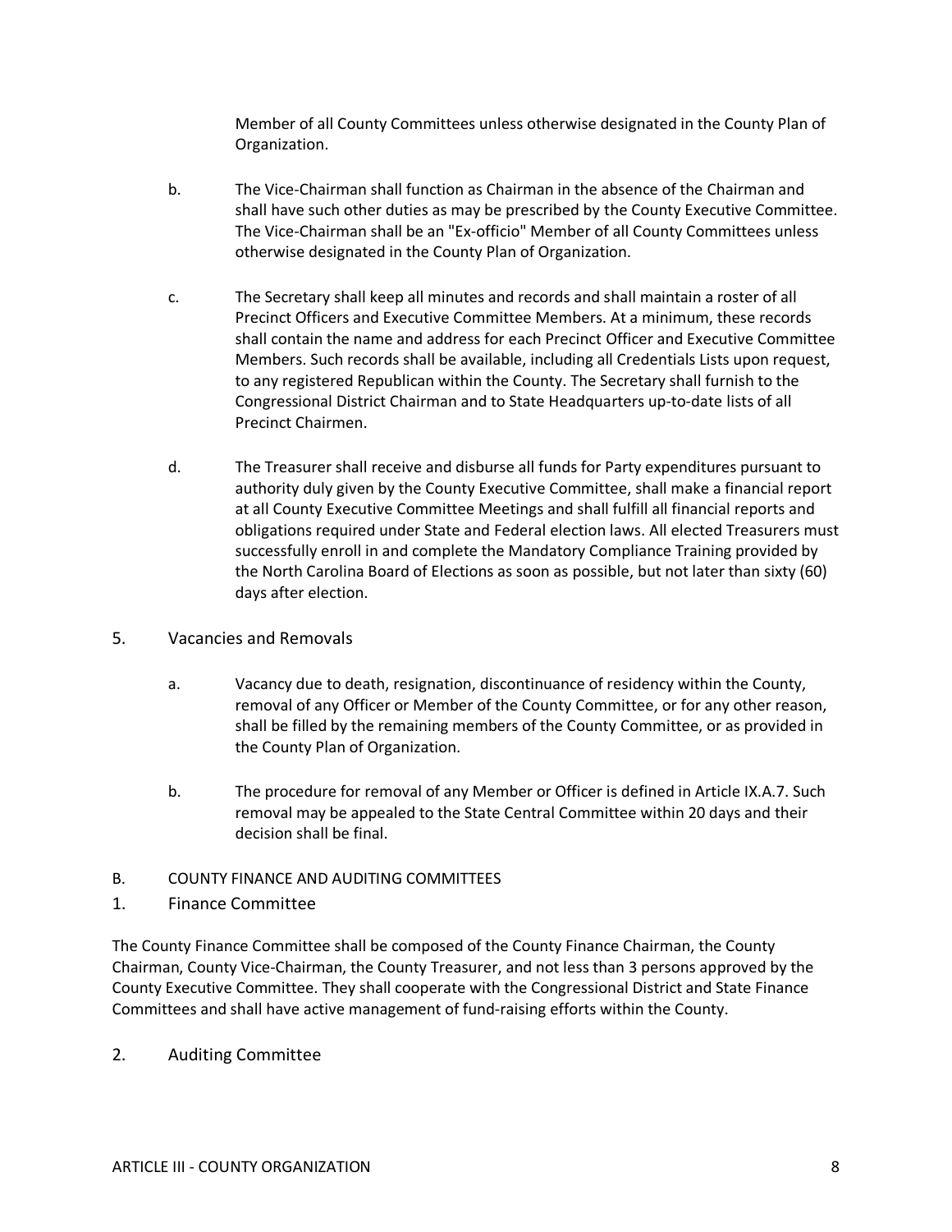Member of all County Committees unless otherwise designated in the County Plan of Organization.

b. The Vice-Chairman shall function as Chairman in the absence of the Chairman and shall have such other duties as may be prescribed by the County Executive Committee. The Vice-Chairman shall be an "Ex-officio" Member of all County Committees unless otherwise designated in the County Plan of Organization.

c. The Secretary shall keep all minutes and records and shall maintain a roster of all Precinct Officers and Executive Committee Members. At a minimum, these records shall contain the name and address for each Precinct Officer and Executive Committee Members. Such records shall be available, including all Credentials Lists upon request, to any registered Republican within the County. The Secretary shall furnish to the Congressional District Chairman and to State Headquarters up-to-date lists of all Precinct Chairmen.

d. The Treasurer shall receive and disburse all funds for Party expenditures pursuant to authority duly given by the County Executive Committee, shall make a financial report at all County Executive Committee Meetings and shall fulfill all financial reports and obligations required under State and Federal election laws. All elected Treasurers must successfully enroll in and complete the Mandatory Compliance Training provided by the North Carolina Board of Elections as soon as possible, but not later than sixty (60) days after election.

## 5. Vacancies and Removals

a. Vacancy due to death, resignation, discontinuance of residency within the County, removal of any Officer or Member of the County Committee, or for any other reason, shall be filled by the remaining members of the County Committee, or as provided in the County Plan of Organization.

b. The procedure for removal of any Member or Officer is defined in Article IX.A.7. Such removal may be appealed to the State Central Committee within 20 days and their decision shall be final.

## B. COUNTY FINANCE AND AUDITING COMMITTEES

### 1. Finance Committee

The County Finance Committee shall be composed of the County Finance Chairman, the County Chairman, County Vice-Chairman, the County Treasurer, and not less than 3 persons approved by the County Executive Committee. They shall cooperate with the Congressional District and State Finance Committees and shall have active management of fund-raising efforts within the County.

### 2. Auditing Committee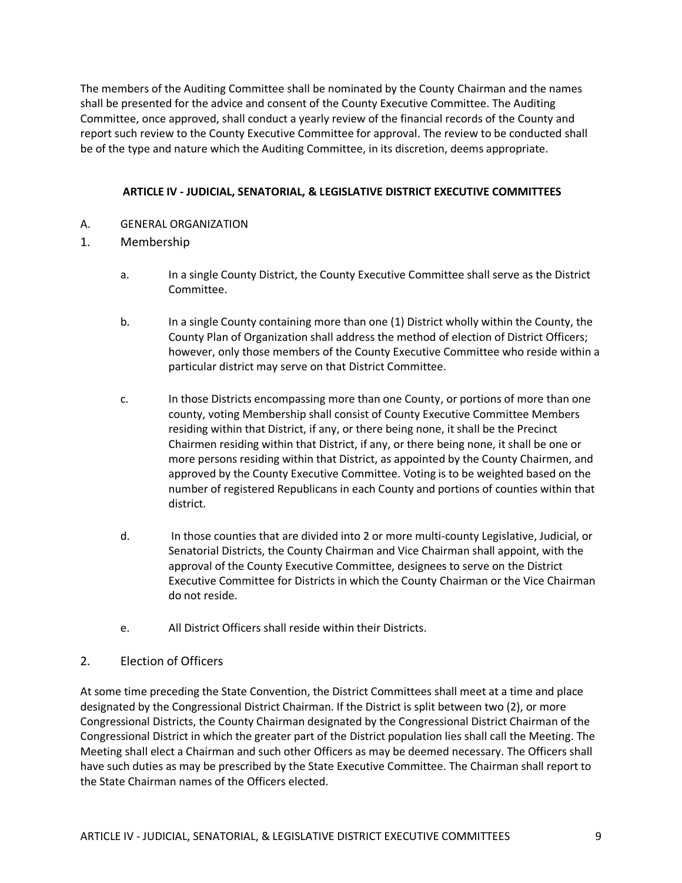The members of the Auditing Committee shall be nominated by the County Chairman and the names shall be presented for the advice and consent of the County Executive Committee. The Auditing Committee, once approved, shall conduct a yearly review of the financial records of the County and report such review to the County Executive Committee for approval. The review to be conducted shall be of the type and nature which the Auditing Committee, in its discretion, deems appropriate.

## ARTICLE IV - JUDICIAL, SENATORIAL, & LEGISLATIVE DISTRICT EXECUTIVE COMMITTEES

A. GENERAL ORGANIZATION

1. Membership

   a. In a single County District, the County Executive Committee shall serve as the District Committee.

   b. In a single County containing more than one (1) District wholly within the County, the County Plan of Organization shall address the method of election of District Officers; however, only those members of the County Executive Committee who reside within a particular district may serve on that District Committee.

   c. In those Districts encompassing more than one County, or portions of more than one county, voting Membership shall consist of County Executive Committee Members residing within that District, if any, or there being none, it shall be the Precinct Chairmen residing within that District, if any, or there being none, it shall be one or more persons residing within that District, as appointed by the County Chairmen, and approved by the County Executive Committee. Voting is to be weighted based on the number of registered Republicans in each County and portions of counties within that district.

   d. In those counties that are divided into 2 or more multi-county Legislative, Judicial, or Senatorial Districts, the County Chairman and Vice Chairman shall appoint, with the approval of the County Executive Committee, designees to serve on the District Executive Committee for Districts in which the County Chairman or the Vice Chairman do not reside.

   e. All District Officers shall reside within their Districts.

2. Election of Officers

At some time preceding the State Convention, the District Committees shall meet at a time and place designated by the Congressional District Chairman. If the District is split between two (2), or more Congressional Districts, the County Chairman designated by the Congressional District Chairman of the Congressional District in which the greater part of the District population lies shall call the Meeting. The Meeting shall elect a Chairman and such other Officers as may be deemed necessary. The Officers shall have such duties as may be prescribed by the State Executive Committee. The Chairman shall report to the State Chairman names of the Officers elected.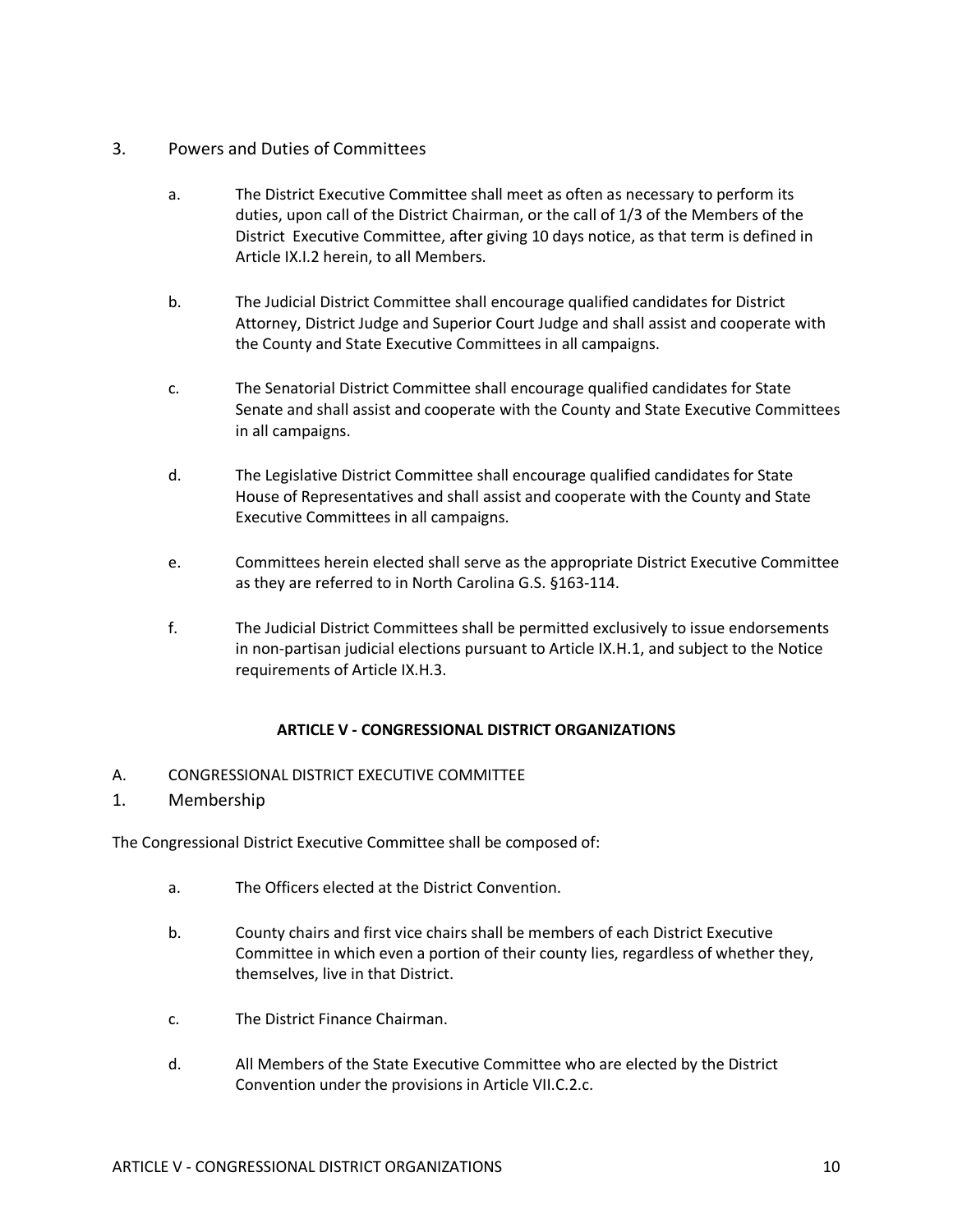## 3. Powers and Duties of Committees

a. The District Executive Committee shall meet as often as necessary to perform its duties, upon call of the District Chairman, or the call of 1/3 of the Members of the District Executive Committee, after giving 10 days notice, as that term is defined in Article IX.I.2 herein, to all Members.

b. The Judicial District Committee shall encourage qualified candidates for District Attorney, District Judge and Superior Court Judge and shall assist and cooperate with the County and State Executive Committees in all campaigns.

c. The Senatorial District Committee shall encourage qualified candidates for State Senate and shall assist and cooperate with the County and State Executive Committees in all campaigns.

d. The Legislative District Committee shall encourage qualified candidates for State House of Representatives and shall assist and cooperate with the County and State Executive Committees in all campaigns.

e. Committees herein elected shall serve as the appropriate District Executive Committee as they are referred to in North Carolina G.S. §163-114.

f. The Judicial District Committees shall be permitted exclusively to issue endorsements in non-partisan judicial elections pursuant to Article IX.H.1, and subject to the Notice requirements of Article IX.H.3.

# ARTICLE V - CONGRESSIONAL DISTRICT ORGANIZATIONS

## A. CONGRESSIONAL DISTRICT EXECUTIVE COMMITTEE

### 1. Membership

The Congressional District Executive Committee shall be composed of:

a. The Officers elected at the District Convention.

b. County chairs and first vice chairs shall be members of each District Executive Committee in which even a portion of their county lies, regardless of whether they, themselves, live in that District.

c. The District Finance Chairman.

d. All Members of the State Executive Committee who are elected by the District Convention under the provisions in Article VII.C.2.c.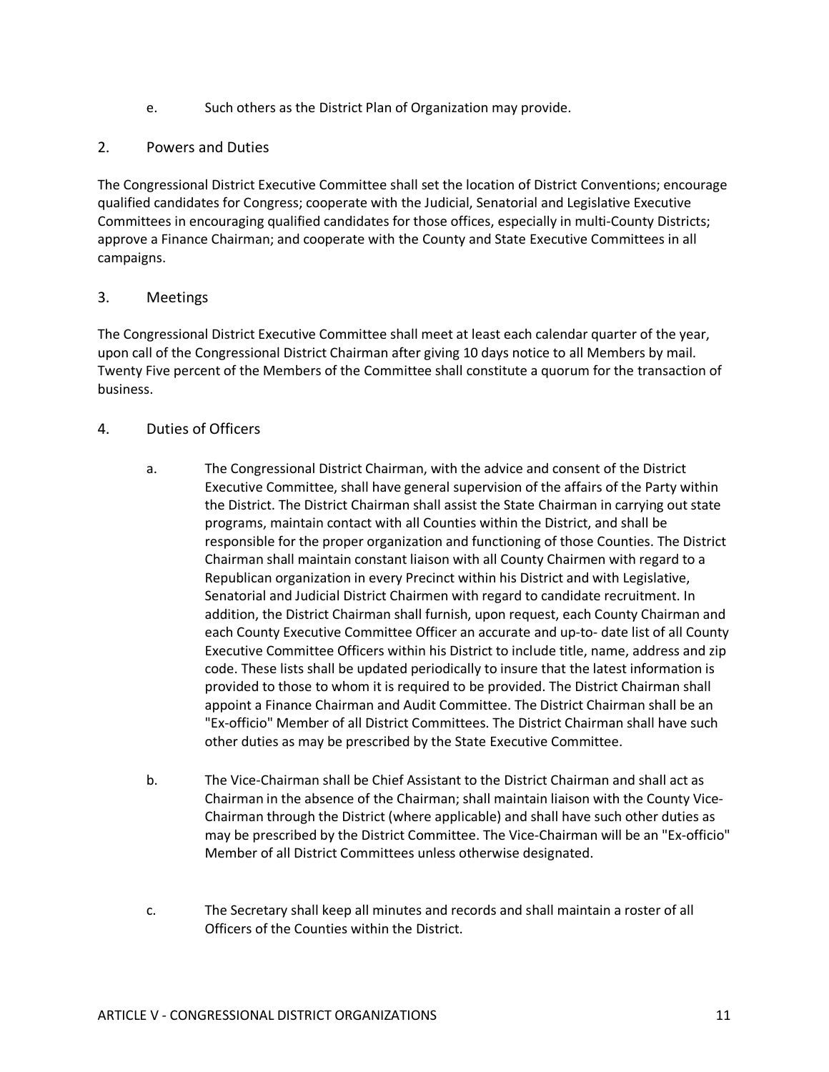e. Such others as the District Plan of Organization may provide.

2. Powers and Duties

The Congressional District Executive Committee shall set the location of District Conventions; encourage qualified candidates for Congress; cooperate with the Judicial, Senatorial and Legislative Executive Committees in encouraging qualified candidates for those offices, especially in multi-County Districts; approve a Finance Chairman; and cooperate with the County and State Executive Committees in all campaigns.

3. Meetings

The Congressional District Executive Committee shall meet at least each calendar quarter of the year, upon call of the Congressional District Chairman after giving 10 days notice to all Members by mail. Twenty Five percent of the Members of the Committee shall constitute a quorum for the transaction of business.

4. Duties of Officers

a. The Congressional District Chairman, with the advice and consent of the District Executive Committee, shall have general supervision of the affairs of the Party within the District. The District Chairman shall assist the State Chairman in carrying out state programs, maintain contact with all Counties within the District, and shall be responsible for the proper organization and functioning of those Counties. The District Chairman shall maintain constant liaison with all County Chairmen with regard to a Republican organization in every Precinct within his District and with Legislative, Senatorial and Judicial District Chairmen with regard to candidate recruitment. In addition, the District Chairman shall furnish, upon request, each County Chairman and each County Executive Committee Officer an accurate and up-to- date list of all County Executive Committee Officers within his District to include title, name, address and zip code. These lists shall be updated periodically to insure that the latest information is provided to those to whom it is required to be provided. The District Chairman shall appoint a Finance Chairman and Audit Committee. The District Chairman shall be an "Ex-officio" Member of all District Committees. The District Chairman shall have such other duties as may be prescribed by the State Executive Committee.

b. The Vice-Chairman shall be Chief Assistant to the District Chairman and shall act as Chairman in the absence of the Chairman; shall maintain liaison with the County Vice-Chairman through the District (where applicable) and shall have such other duties as may be prescribed by the District Committee. The Vice-Chairman will be an "Ex-officio" Member of all District Committees unless otherwise designated.

c. The Secretary shall keep all minutes and records and shall maintain a roster of all Officers of the Counties within the District.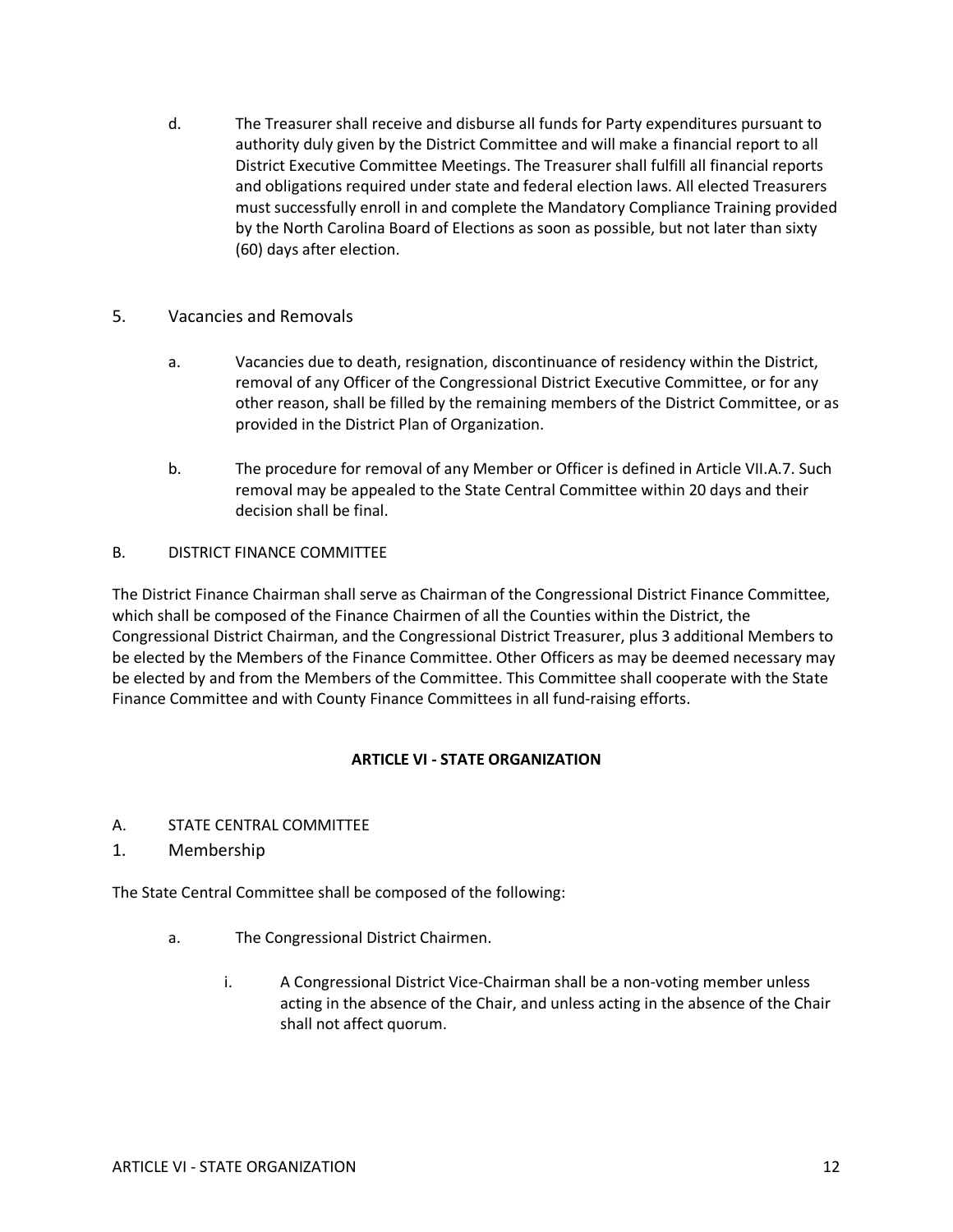d. The Treasurer shall receive and disburse all funds for Party expenditures pursuant to authority duly given by the District Committee and will make a financial report to all District Executive Committee Meetings. The Treasurer shall fulfill all financial reports and obligations required under state and federal election laws. All elected Treasurers must successfully enroll in and complete the Mandatory Compliance Training provided by the North Carolina Board of Elections as soon as possible, but not later than sixty (60) days after election.

5. Vacancies and Removals

a. Vacancies due to death, resignation, discontinuance of residency within the District, removal of any Officer of the Congressional District Executive Committee, or for any other reason, shall be filled by the remaining members of the District Committee, or as provided in the District Plan of Organization.

b. The procedure for removal of any Member or Officer is defined in Article VII.A.7. Such removal may be appealed to the State Central Committee within 20 days and their decision shall be final.

B. DISTRICT FINANCE COMMITTEE

The District Finance Chairman shall serve as Chairman of the Congressional District Finance Committee, which shall be composed of the Finance Chairmen of all the Counties within the District, the Congressional District Chairman, and the Congressional District Treasurer, plus 3 additional Members to be elected by the Members of the Finance Committee. Other Officers as may be deemed necessary may be elected by and from the Members of the Committee. This Committee shall cooperate with the State Finance Committee and with County Finance Committees in all fund-raising efforts.

## ARTICLE VI - STATE ORGANIZATION

A. STATE CENTRAL COMMITTEE

1. Membership

The State Central Committee shall be composed of the following:

a. The Congressional District Chairmen.

i. A Congressional District Vice-Chairman shall be a non-voting member unless acting in the absence of the Chair, and unless acting in the absence of the Chair shall not affect quorum.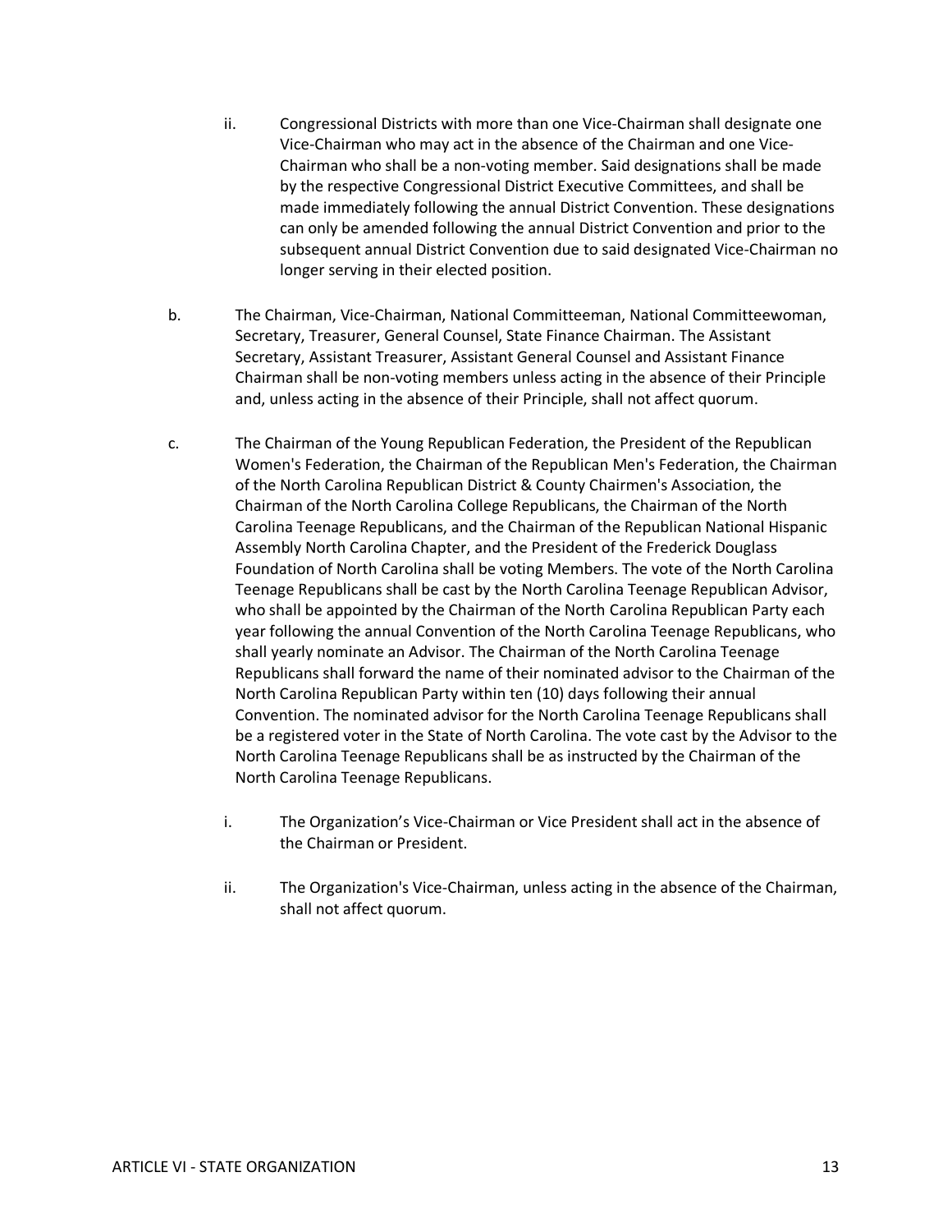ii. Congressional Districts with more than one Vice-Chairman shall designate one Vice-Chairman who may act in the absence of the Chairman and one Vice-Chairman who shall be a non-voting member. Said designations shall be made by the respective Congressional District Executive Committees, and shall be made immediately following the annual District Convention. These designations can only be amended following the annual District Convention and prior to the subsequent annual District Convention due to said designated Vice-Chairman no longer serving in their elected position.

b. The Chairman, Vice-Chairman, National Committeeman, National Committeewoman, Secretary, Treasurer, General Counsel, State Finance Chairman. The Assistant Secretary, Assistant Treasurer, Assistant General Counsel and Assistant Finance Chairman shall be non-voting members unless acting in the absence of their Principle and, unless acting in the absence of their Principle, shall not affect quorum.

c. The Chairman of the Young Republican Federation, the President of the Republican Women's Federation, the Chairman of the Republican Men's Federation, the Chairman of the North Carolina Republican District & County Chairmen's Association, the Chairman of the North Carolina College Republicans, the Chairman of the North Carolina Teenage Republicans, and the Chairman of the Republican National Hispanic Assembly North Carolina Chapter, and the President of the Frederick Douglass Foundation of North Carolina shall be voting Members. The vote of the North Carolina Teenage Republicans shall be cast by the North Carolina Teenage Republican Advisor, who shall be appointed by the Chairman of the North Carolina Republican Party each year following the annual Convention of the North Carolina Teenage Republicans, who shall yearly nominate an Advisor. The Chairman of the North Carolina Teenage Republicans shall forward the name of their nominated advisor to the Chairman of the North Carolina Republican Party within ten (10) days following their annual Convention. The nominated advisor for the North Carolina Teenage Republicans shall be a registered voter in the State of North Carolina. The vote cast by the Advisor to the North Carolina Teenage Republicans shall be as instructed by the Chairman of the North Carolina Teenage Republicans.

   i. The Organization's Vice-Chairman or Vice President shall act in the absence of the Chairman or President.

   ii. The Organization's Vice-Chairman, unless acting in the absence of the Chairman, shall not affect quorum.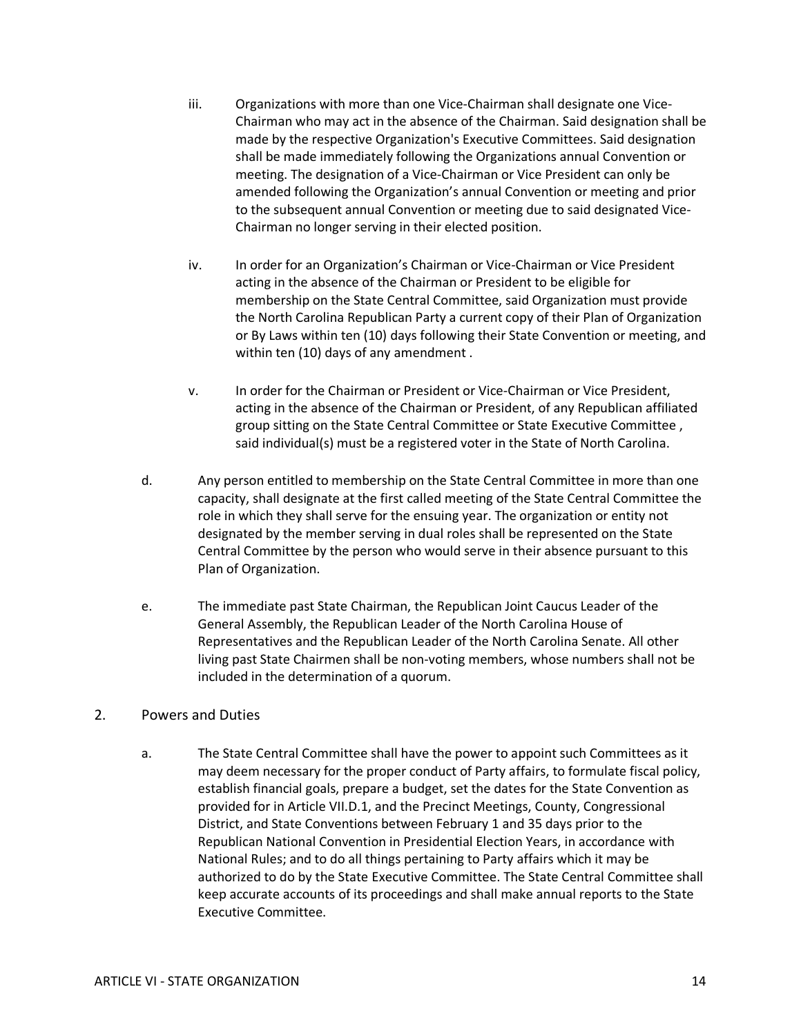iii. Organizations with more than one Vice-Chairman shall designate one Vice-Chairman who may act in the absence of the Chairman. Said designation shall be made by the respective Organization's Executive Committees. Said designation shall be made immediately following the Organizations annual Convention or meeting. The designation of a Vice-Chairman or Vice President can only be amended following the Organization's annual Convention or meeting and prior to the subsequent annual Convention or meeting due to said designated Vice-Chairman no longer serving in their elected position.

iv. In order for an Organization's Chairman or Vice-Chairman or Vice President acting in the absence of the Chairman or President to be eligible for membership on the State Central Committee, said Organization must provide the North Carolina Republican Party a current copy of their Plan of Organization or By Laws within ten (10) days following their State Convention or meeting, and within ten (10) days of any amendment .

v. In order for the Chairman or President or Vice-Chairman or Vice President, acting in the absence of the Chairman or President, of any Republican affiliated group sitting on the State Central Committee or State Executive Committee , said individual(s) must be a registered voter in the State of North Carolina.

d. Any person entitled to membership on the State Central Committee in more than one capacity, shall designate at the first called meeting of the State Central Committee the role in which they shall serve for the ensuing year. The organization or entity not designated by the member serving in dual roles shall be represented on the State Central Committee by the person who would serve in their absence pursuant to this Plan of Organization.

e. The immediate past State Chairman, the Republican Joint Caucus Leader of the General Assembly, the Republican Leader of the North Carolina House of Representatives and the Republican Leader of the North Carolina Senate. All other living past State Chairmen shall be non-voting members, whose numbers shall not be included in the determination of a quorum.

2. Powers and Duties

a. The State Central Committee shall have the power to appoint such Committees as it may deem necessary for the proper conduct of Party affairs, to formulate fiscal policy, establish financial goals, prepare a budget, set the dates for the State Convention as provided for in Article VII.D.1, and the Precinct Meetings, County, Congressional District, and State Conventions between February 1 and 35 days prior to the Republican National Convention in Presidential Election Years, in accordance with National Rules; and to do all things pertaining to Party affairs which it may be authorized to do by the State Executive Committee. The State Central Committee shall keep accurate accounts of its proceedings and shall make annual reports to the State Executive Committee.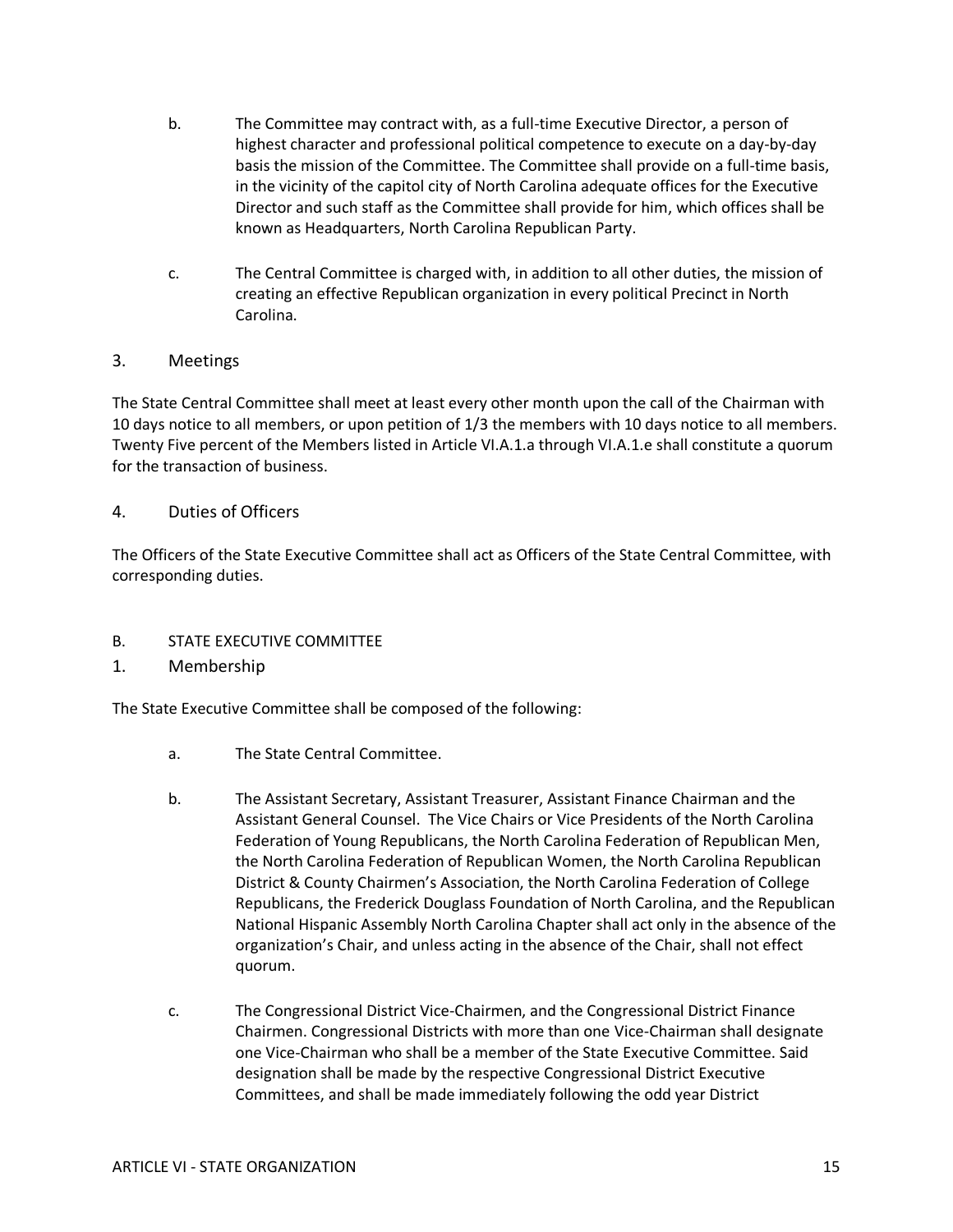b. The Committee may contract with, as a full-time Executive Director, a person of highest character and professional political competence to execute on a day-by-day basis the mission of the Committee. The Committee shall provide on a full-time basis, in the vicinity of the capitol city of North Carolina adequate offices for the Executive Director and such staff as the Committee shall provide for him, which offices shall be known as Headquarters, North Carolina Republican Party.

c. The Central Committee is charged with, in addition to all other duties, the mission of creating an effective Republican organization in every political Precinct in North Carolina.

### 3. Meetings

The State Central Committee shall meet at least every other month upon the call of the Chairman with 10 days notice to all members, or upon petition of 1/3 the members with 10 days notice to all members. Twenty Five percent of the Members listed in Article VI.A.1.a through VI.A.1.e shall constitute a quorum for the transaction of business.

### 4. Duties of Officers

The Officers of the State Executive Committee shall act as Officers of the State Central Committee, with corresponding duties.

## B. STATE EXECUTIVE COMMITTEE

### 1. Membership

The State Executive Committee shall be composed of the following:

a. The State Central Committee.

b. The Assistant Secretary, Assistant Treasurer, Assistant Finance Chairman and the Assistant General Counsel. The Vice Chairs or Vice Presidents of the North Carolina Federation of Young Republicans, the North Carolina Federation of Republican Men, the North Carolina Federation of Republican Women, the North Carolina Republican District & County Chairmen's Association, the North Carolina Federation of College Republicans, the Frederick Douglass Foundation of North Carolina, and the Republican National Hispanic Assembly North Carolina Chapter shall act only in the absence of the organization's Chair, and unless acting in the absence of the Chair, shall not effect quorum.

c. The Congressional District Vice-Chairmen, and the Congressional District Finance Chairmen. Congressional Districts with more than one Vice-Chairman shall designate one Vice-Chairman who shall be a member of the State Executive Committee. Said designation shall be made by the respective Congressional District Executive Committees, and shall be made immediately following the odd year District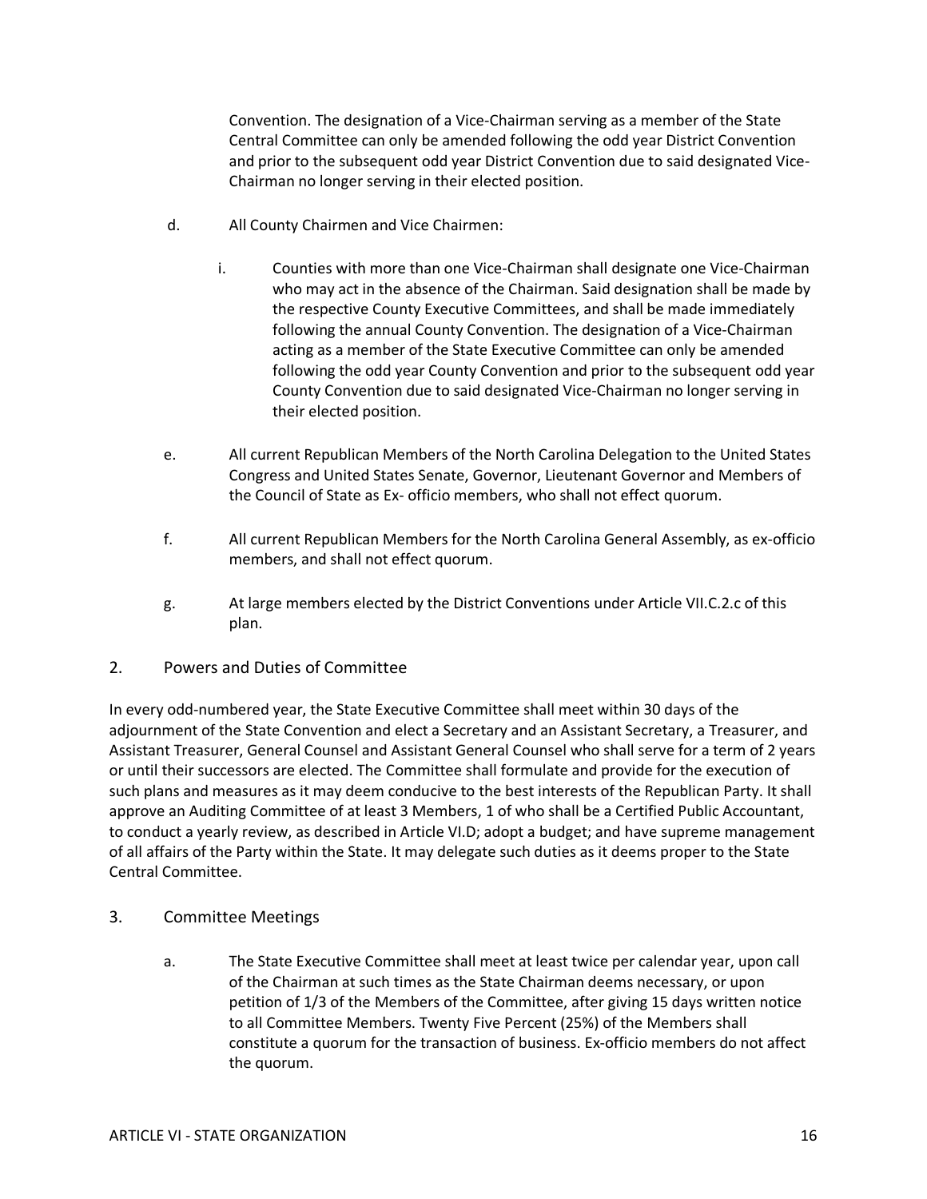Convention. The designation of a Vice-Chairman serving as a member of the State Central Committee can only be amended following the odd year District Convention and prior to the subsequent odd year District Convention due to said designated Vice-Chairman no longer serving in their elected position.

d. All County Chairmen and Vice Chairmen:

   i. Counties with more than one Vice-Chairman shall designate one Vice-Chairman who may act in the absence of the Chairman. Said designation shall be made by the respective County Executive Committees, and shall be made immediately following the annual County Convention. The designation of a Vice-Chairman acting as a member of the State Executive Committee can only be amended following the odd year County Convention and prior to the subsequent odd year County Convention due to said designated Vice-Chairman no longer serving in their elected position.

e. All current Republican Members of the North Carolina Delegation to the United States Congress and United States Senate, Governor, Lieutenant Governor and Members of the Council of State as Ex- officio members, who shall not effect quorum.

f. All current Republican Members for the North Carolina General Assembly, as ex-officio members, and shall not effect quorum.

g. At large members elected by the District Conventions under Article VII.C.2.c of this plan.

## 2. Powers and Duties of Committee

In every odd-numbered year, the State Executive Committee shall meet within 30 days of the adjournment of the State Convention and elect a Secretary and an Assistant Secretary, a Treasurer, and Assistant Treasurer, General Counsel and Assistant General Counsel who shall serve for a term of 2 years or until their successors are elected. The Committee shall formulate and provide for the execution of such plans and measures as it may deem conducive to the best interests of the Republican Party. It shall approve an Auditing Committee of at least 3 Members, 1 of who shall be a Certified Public Accountant, to conduct a yearly review, as described in Article VI.D; adopt a budget; and have supreme management of all affairs of the Party within the State. It may delegate such duties as it deems proper to the State Central Committee.

## 3. Committee Meetings

a. The State Executive Committee shall meet at least twice per calendar year, upon call of the Chairman at such times as the State Chairman deems necessary, or upon petition of 1/3 of the Members of the Committee, after giving 15 days written notice to all Committee Members. Twenty Five Percent (25%) of the Members shall constitute a quorum for the transaction of business. Ex-officio members do not affect the quorum.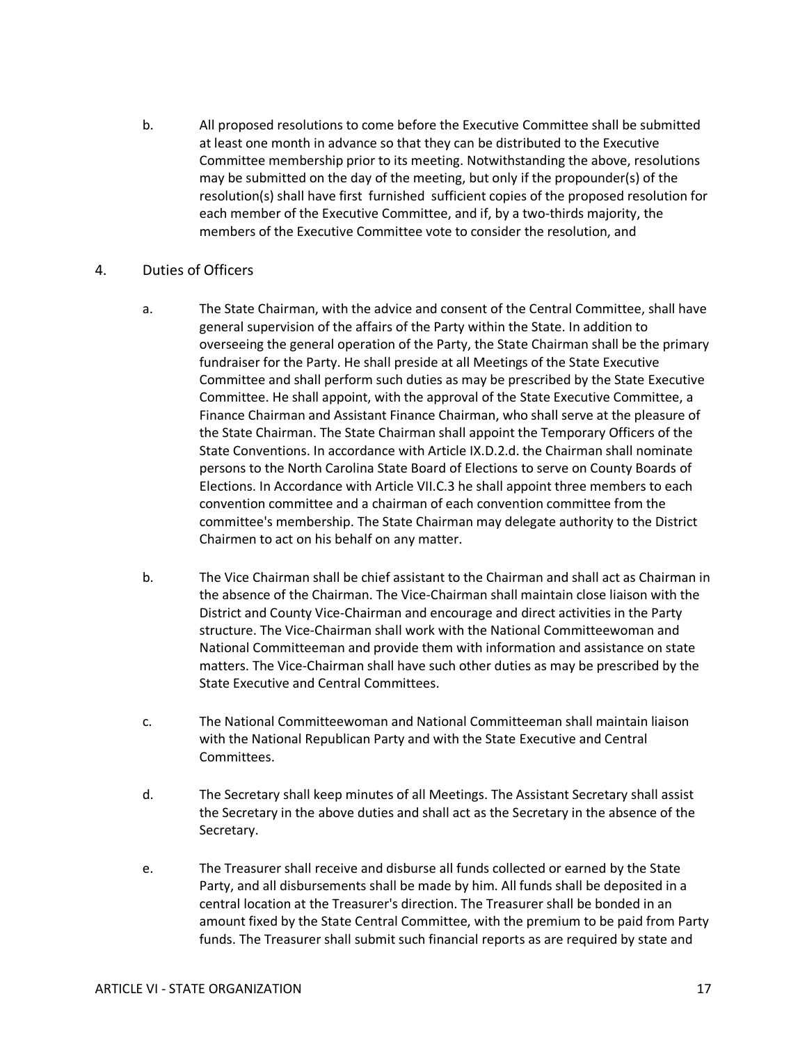b. All proposed resolutions to come before the Executive Committee shall be submitted at least one month in advance so that they can be distributed to the Executive Committee membership prior to its meeting. Notwithstanding the above, resolutions may be submitted on the day of the meeting, but only if the propounder(s) of the resolution(s) shall have first furnished sufficient copies of the proposed resolution for each member of the Executive Committee, and if, by a two-thirds majority, the members of the Executive Committee vote to consider the resolution, and

4. Duties of Officers

a. The State Chairman, with the advice and consent of the Central Committee, shall have general supervision of the affairs of the Party within the State. In addition to overseeing the general operation of the Party, the State Chairman shall be the primary fundraiser for the Party. He shall preside at all Meetings of the State Executive Committee and shall perform such duties as may be prescribed by the State Executive Committee. He shall appoint, with the approval of the State Executive Committee, a Finance Chairman and Assistant Finance Chairman, who shall serve at the pleasure of the State Chairman. The State Chairman shall appoint the Temporary Officers of the State Conventions. In accordance with Article IX.D.2.d. the Chairman shall nominate persons to the North Carolina State Board of Elections to serve on County Boards of Elections. In Accordance with Article VII.C.3 he shall appoint three members to each convention committee and a chairman of each convention committee from the committee's membership. The State Chairman may delegate authority to the District Chairmen to act on his behalf on any matter.

b. The Vice Chairman shall be chief assistant to the Chairman and shall act as Chairman in the absence of the Chairman. The Vice-Chairman shall maintain close liaison with the District and County Vice-Chairman and encourage and direct activities in the Party structure. The Vice-Chairman shall work with the National Committeewoman and National Committeeman and provide them with information and assistance on state matters. The Vice-Chairman shall have such other duties as may be prescribed by the State Executive and Central Committees.

c. The National Committeewoman and National Committeeman shall maintain liaison with the National Republican Party and with the State Executive and Central Committees.

d. The Secretary shall keep minutes of all Meetings. The Assistant Secretary shall assist the Secretary in the above duties and shall act as the Secretary in the absence of the Secretary.

e. The Treasurer shall receive and disburse all funds collected or earned by the State Party, and all disbursements shall be made by him. All funds shall be deposited in a central location at the Treasurer's direction. The Treasurer shall be bonded in an amount fixed by the State Central Committee, with the premium to be paid from Party funds. The Treasurer shall submit such financial reports as are required by state and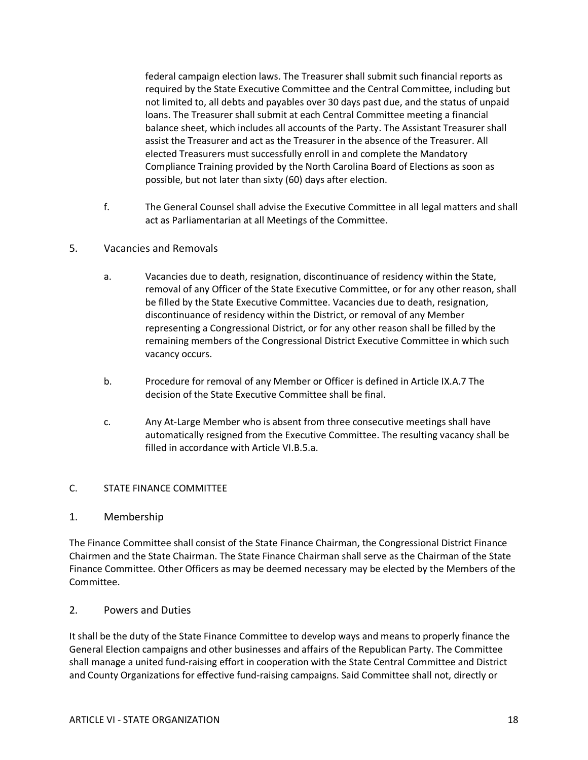federal campaign election laws. The Treasurer shall submit such financial reports as required by the State Executive Committee and the Central Committee, including but not limited to, all debts and payables over 30 days past due, and the status of unpaid loans. The Treasurer shall submit at each Central Committee meeting a financial balance sheet, which includes all accounts of the Party. The Assistant Treasurer shall assist the Treasurer and act as the Treasurer in the absence of the Treasurer. All elected Treasurers must successfully enroll in and complete the Mandatory Compliance Training provided by the North Carolina Board of Elections as soon as possible, but not later than sixty (60) days after election.

f. The General Counsel shall advise the Executive Committee in all legal matters and shall act as Parliamentarian at all Meetings of the Committee.

### 5. Vacancies and Removals

a. Vacancies due to death, resignation, discontinuance of residency within the State, removal of any Officer of the State Executive Committee, or for any other reason, shall be filled by the State Executive Committee. Vacancies due to death, resignation, discontinuance of residency within the District, or removal of any Member representing a Congressional District, or for any other reason shall be filled by the remaining members of the Congressional District Executive Committee in which such vacancy occurs.

b. Procedure for removal of any Member or Officer is defined in Article IX.A.7 The decision of the State Executive Committee shall be final.

c. Any At-Large Member who is absent from three consecutive meetings shall have automatically resigned from the Executive Committee. The resulting vacancy shall be filled in accordance with Article VI.B.5.a.

## C. STATE FINANCE COMMITTEE

### 1. Membership

The Finance Committee shall consist of the State Finance Chairman, the Congressional District Finance Chairmen and the State Chairman. The State Finance Chairman shall serve as the Chairman of the State Finance Committee. Other Officers as may be deemed necessary may be elected by the Members of the Committee.

### 2. Powers and Duties

It shall be the duty of the State Finance Committee to develop ways and means to properly finance the General Election campaigns and other businesses and affairs of the Republican Party. The Committee shall manage a united fund-raising effort in cooperation with the State Central Committee and District and County Organizations for effective fund-raising campaigns. Said Committee shall not, directly or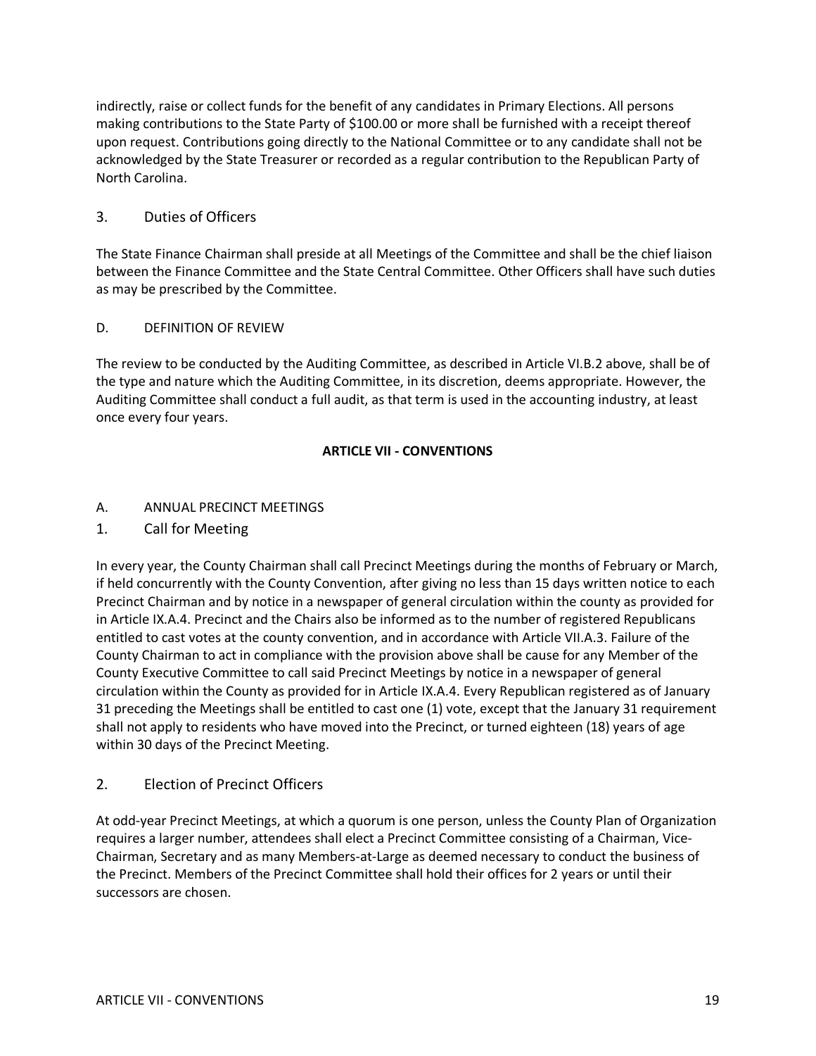indirectly, raise or collect funds for the benefit of any candidates in Primary Elections. All persons making contributions to the State Party of $100.00 or more shall be furnished with a receipt thereof upon request. Contributions going directly to the National Committee or to any candidate shall not be acknowledged by the State Treasurer or recorded as a regular contribution to the Republican Party of North Carolina.

### 3. Duties of Officers

The State Finance Chairman shall preside at all Meetings of the Committee and shall be the chief liaison between the Finance Committee and the State Central Committee. Other Officers shall have such duties as may be prescribed by the Committee.

### D. DEFINITION OF REVIEW

The review to be conducted by the Auditing Committee, as described in Article VI.B.2 above, shall be of the type and nature which the Auditing Committee, in its discretion, deems appropriate. However, the Auditing Committee shall conduct a full audit, as that term is used in the accounting industry, at least once every four years.

## ARTICLE VII - CONVENTIONS

### A. ANNUAL PRECINCT MEETINGS

### 1. Call for Meeting

In every year, the County Chairman shall call Precinct Meetings during the months of February or March, if held concurrently with the County Convention, after giving no less than 15 days written notice to each Precinct Chairman and by notice in a newspaper of general circulation within the county as provided for in Article IX.A.4. Precinct and the Chairs also be informed as to the number of registered Republicans entitled to cast votes at the county convention, and in accordance with Article VII.A.3. Failure of the County Chairman to act in compliance with the provision above shall be cause for any Member of the County Executive Committee to call said Precinct Meetings by notice in a newspaper of general circulation within the County as provided for in Article IX.A.4. Every Republican registered as of January 31 preceding the Meetings shall be entitled to cast one (1) vote, except that the January 31 requirement shall not apply to residents who have moved into the Precinct, or turned eighteen (18) years of age within 30 days of the Precinct Meeting.

### 2. Election of Precinct Officers

At odd-year Precinct Meetings, at which a quorum is one person, unless the County Plan of Organization requires a larger number, attendees shall elect a Precinct Committee consisting of a Chairman, Vice-Chairman, Secretary and as many Members-at-Large as deemed necessary to conduct the business of the Precinct. Members of the Precinct Committee shall hold their offices for 2 years or until their successors are chosen.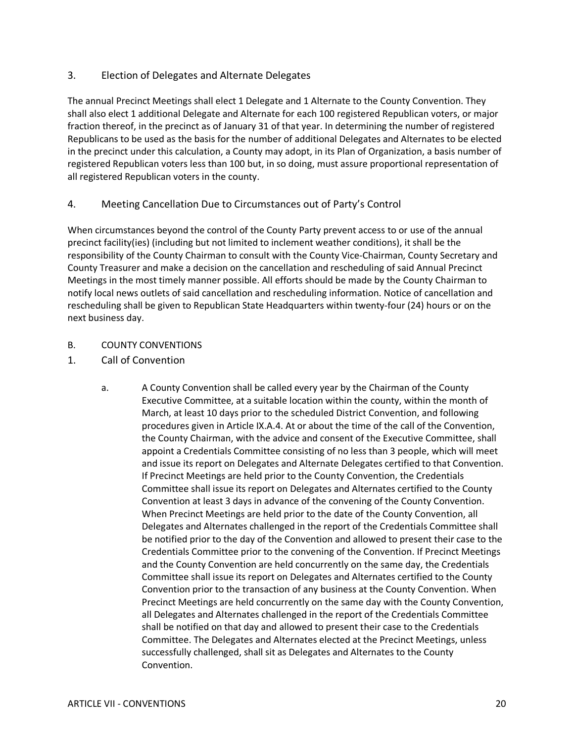### 3. Election of Delegates and Alternate Delegates

The annual Precinct Meetings shall elect 1 Delegate and 1 Alternate to the County Convention. They shall also elect 1 additional Delegate and Alternate for each 100 registered Republican voters, or major fraction thereof, in the precinct as of January 31 of that year. In determining the number of registered Republicans to be used as the basis for the number of additional Delegates and Alternates to be elected in the precinct under this calculation, a County may adopt, in its Plan of Organization, a basis number of registered Republican voters less than 100 but, in so doing, must assure proportional representation of all registered Republican voters in the county.

### 4. Meeting Cancellation Due to Circumstances out of Party's Control

When circumstances beyond the control of the County Party prevent access to or use of the annual precinct facility(ies) (including but not limited to inclement weather conditions), it shall be the responsibility of the County Chairman to consult with the County Vice-Chairman, County Secretary and County Treasurer and make a decision on the cancellation and rescheduling of said Annual Precinct Meetings in the most timely manner possible. All efforts should be made by the County Chairman to notify local news outlets of said cancellation and rescheduling information. Notice of cancellation and rescheduling shall be given to Republican State Headquarters within twenty-four (24) hours or on the next business day.

## B. COUNTY CONVENTIONS

### 1. Call of Convention

a. A County Convention shall be called every year by the Chairman of the County Executive Committee, at a suitable location within the county, within the month of March, at least 10 days prior to the scheduled District Convention, and following procedures given in Article IX.A.4. At or about the time of the call of the Convention, the County Chairman, with the advice and consent of the Executive Committee, shall appoint a Credentials Committee consisting of no less than 3 people, which will meet and issue its report on Delegates and Alternate Delegates certified to that Convention. If Precinct Meetings are held prior to the County Convention, the Credentials Committee shall issue its report on Delegates and Alternates certified to the County Convention at least 3 days in advance of the convening of the County Convention. When Precinct Meetings are held prior to the date of the County Convention, all Delegates and Alternates challenged in the report of the Credentials Committee shall be notified prior to the day of the Convention and allowed to present their case to the Credentials Committee prior to the convening of the Convention. If Precinct Meetings and the County Convention are held concurrently on the same day, the Credentials Committee shall issue its report on Delegates and Alternates certified to the County Convention prior to the transaction of any business at the County Convention. When Precinct Meetings are held concurrently on the same day with the County Convention, all Delegates and Alternates challenged in the report of the Credentials Committee shall be notified on that day and allowed to present their case to the Credentials Committee. The Delegates and Alternates elected at the Precinct Meetings, unless successfully challenged, shall sit as Delegates and Alternates to the County Convention.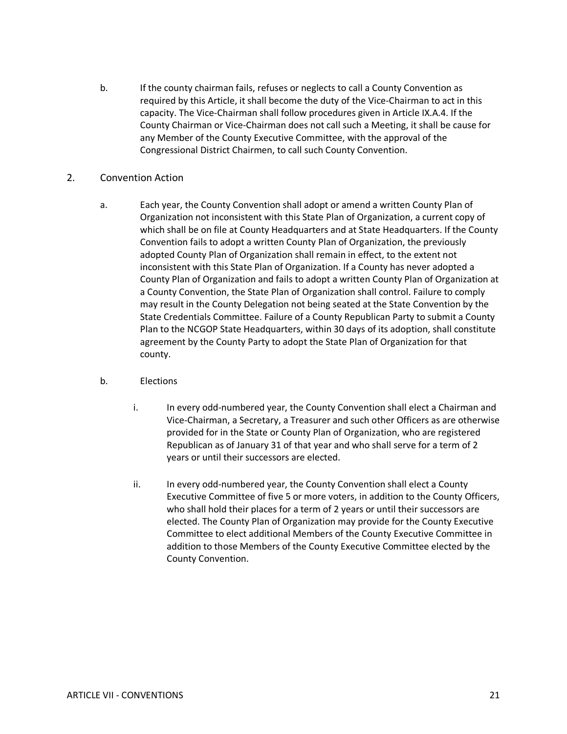b. If the county chairman fails, refuses or neglects to call a County Convention as required by this Article, it shall become the duty of the Vice-Chairman to act in this capacity. The Vice-Chairman shall follow procedures given in Article IX.A.4. If the County Chairman or Vice-Chairman does not call such a Meeting, it shall be cause for any Member of the County Executive Committee, with the approval of the Congressional District Chairmen, to call such County Convention.

2. Convention Action

a. Each year, the County Convention shall adopt or amend a written County Plan of Organization not inconsistent with this State Plan of Organization, a current copy of which shall be on file at County Headquarters and at State Headquarters. If the County Convention fails to adopt a written County Plan of Organization, the previously adopted County Plan of Organization shall remain in effect, to the extent not inconsistent with this State Plan of Organization. If a County has never adopted a County Plan of Organization and fails to adopt a written County Plan of Organization at a County Convention, the State Plan of Organization shall control. Failure to comply may result in the County Delegation not being seated at the State Convention by the State Credentials Committee. Failure of a County Republican Party to submit a County Plan to the NCGOP State Headquarters, within 30 days of its adoption, shall constitute agreement by the County Party to adopt the State Plan of Organization for that county.

b. Elections

i. In every odd-numbered year, the County Convention shall elect a Chairman and Vice-Chairman, a Secretary, a Treasurer and such other Officers as are otherwise provided for in the State or County Plan of Organization, who are registered Republican as of January 31 of that year and who shall serve for a term of 2 years or until their successors are elected.

ii. In every odd-numbered year, the County Convention shall elect a County Executive Committee of five 5 or more voters, in addition to the County Officers, who shall hold their places for a term of 2 years or until their successors are elected. The County Plan of Organization may provide for the County Executive Committee to elect additional Members of the County Executive Committee in addition to those Members of the County Executive Committee elected by the County Convention.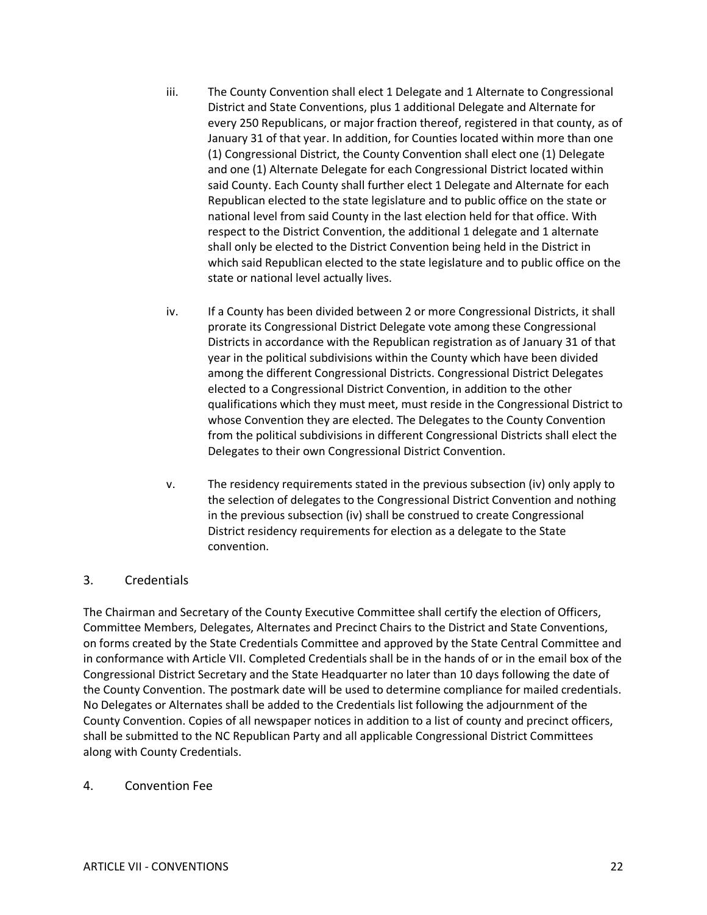iii. The County Convention shall elect 1 Delegate and 1 Alternate to Congressional District and State Conventions, plus 1 additional Delegate and Alternate for every 250 Republicans, or major fraction thereof, registered in that county, as of January 31 of that year. In addition, for Counties located within more than one (1) Congressional District, the County Convention shall elect one (1) Delegate and one (1) Alternate Delegate for each Congressional District located within said County. Each County shall further elect 1 Delegate and Alternate for each Republican elected to the state legislature and to public office on the state or national level from said County in the last election held for that office. With respect to the District Convention, the additional 1 delegate and 1 alternate shall only be elected to the District Convention being held in the District in which said Republican elected to the state legislature and to public office on the state or national level actually lives.

iv. If a County has been divided between 2 or more Congressional Districts, it shall prorate its Congressional District Delegate vote among these Congressional Districts in accordance with the Republican registration as of January 31 of that year in the political subdivisions within the County which have been divided among the different Congressional Districts. Congressional District Delegates elected to a Congressional District Convention, in addition to the other qualifications which they must meet, must reside in the Congressional District to whose Convention they are elected. The Delegates to the County Convention from the political subdivisions in different Congressional Districts shall elect the Delegates to their own Congressional District Convention.

v. The residency requirements stated in the previous subsection (iv) only apply to the selection of delegates to the Congressional District Convention and nothing in the previous subsection (iv) shall be construed to create Congressional District residency requirements for election as a delegate to the State convention.

## 3. Credentials

The Chairman and Secretary of the County Executive Committee shall certify the election of Officers, Committee Members, Delegates, Alternates and Precinct Chairs to the District and State Conventions, on forms created by the State Credentials Committee and approved by the State Central Committee and in conformance with Article VII. Completed Credentials shall be in the hands of or in the email box of the Congressional District Secretary and the State Headquarter no later than 10 days following the date of the County Convention. The postmark date will be used to determine compliance for mailed credentials. No Delegates or Alternates shall be added to the Credentials list following the adjournment of the County Convention. Copies of all newspaper notices in addition to a list of county and precinct officers, shall be submitted to the NC Republican Party and all applicable Congressional District Committees along with County Credentials.

## 4. Convention Fee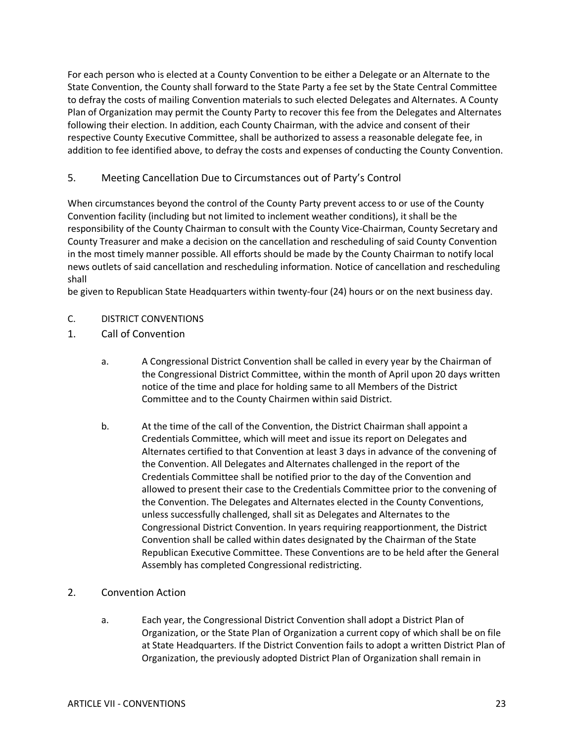For each person who is elected at a County Convention to be either a Delegate or an Alternate to the State Convention, the County shall forward to the State Party a fee set by the State Central Committee to defray the costs of mailing Convention materials to such elected Delegates and Alternates. A County Plan of Organization may permit the County Party to recover this fee from the Delegates and Alternates following their election. In addition, each County Chairman, with the advice and consent of their respective County Executive Committee, shall be authorized to assess a reasonable delegate fee, in addition to fee identified above, to defray the costs and expenses of conducting the County Convention.

### 5. Meeting Cancellation Due to Circumstances out of Party's Control

When circumstances beyond the control of the County Party prevent access to or use of the County Convention facility (including but not limited to inclement weather conditions), it shall be the responsibility of the County Chairman to consult with the County Vice-Chairman, County Secretary and County Treasurer and make a decision on the cancellation and rescheduling of said County Convention in the most timely manner possible. All efforts should be made by the County Chairman to notify local news outlets of said cancellation and rescheduling information. Notice of cancellation and rescheduling shall
be given to Republican State Headquarters within twenty-four (24) hours or on the next business day.

## C. DISTRICT CONVENTIONS

### 1. Call of Convention

a. A Congressional District Convention shall be called in every year by the Chairman of the Congressional District Committee, within the month of April upon 20 days written notice of the time and place for holding same to all Members of the District Committee and to the County Chairmen within said District.

b. At the time of the call of the Convention, the District Chairman shall appoint a Credentials Committee, which will meet and issue its report on Delegates and Alternates certified to that Convention at least 3 days in advance of the convening of the Convention. All Delegates and Alternates challenged in the report of the Credentials Committee shall be notified prior to the day of the Convention and allowed to present their case to the Credentials Committee prior to the convening of the Convention. The Delegates and Alternates elected in the County Conventions, unless successfully challenged, shall sit as Delegates and Alternates to the Congressional District Convention. In years requiring reapportionment, the District Convention shall be called within dates designated by the Chairman of the State Republican Executive Committee. These Conventions are to be held after the General Assembly has completed Congressional redistricting.

### 2. Convention Action

a. Each year, the Congressional District Convention shall adopt a District Plan of Organization, or the State Plan of Organization a current copy of which shall be on file at State Headquarters. If the District Convention fails to adopt a written District Plan of Organization, the previously adopted District Plan of Organization shall remain in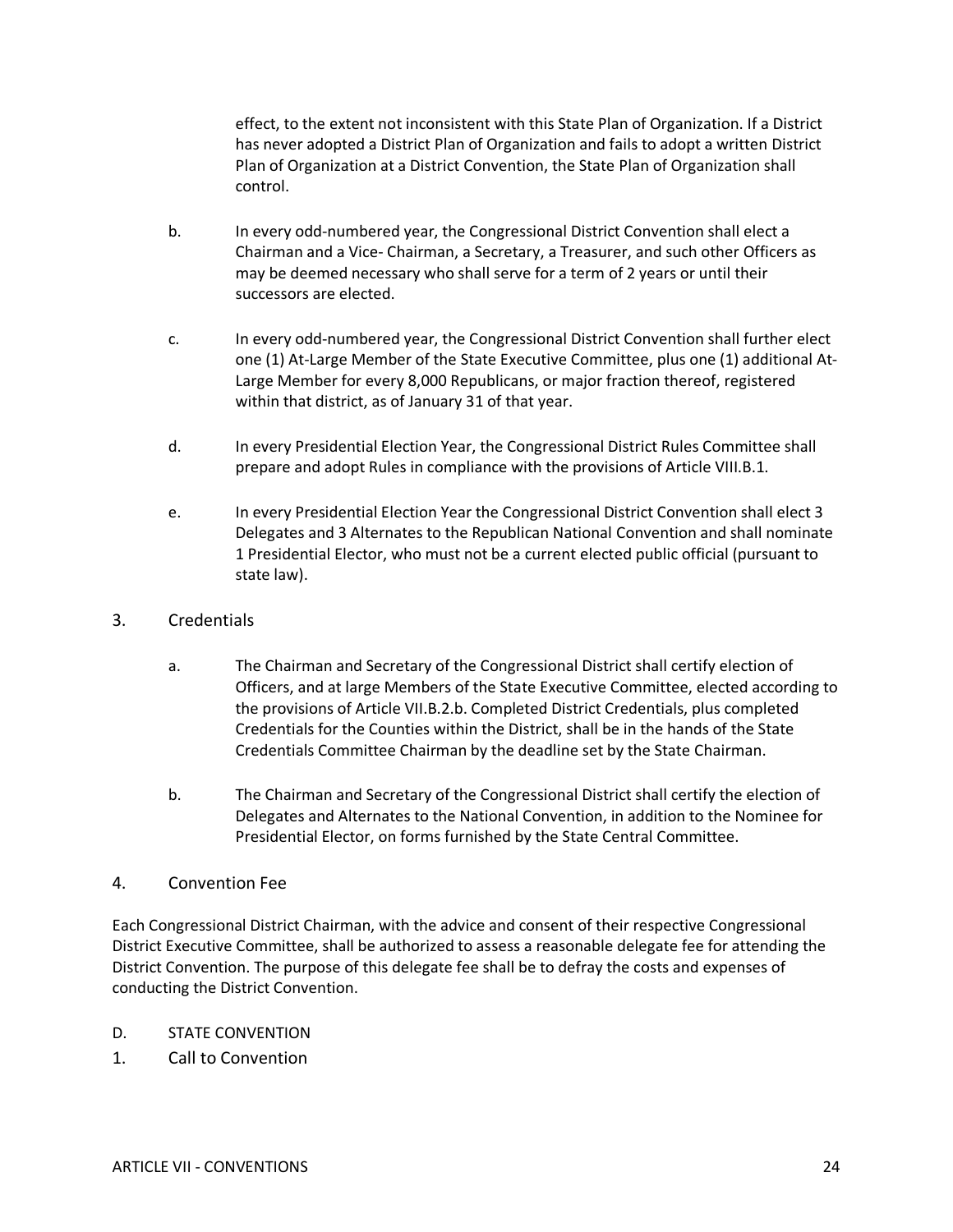effect, to the extent not inconsistent with this State Plan of Organization. If a District has never adopted a District Plan of Organization and fails to adopt a written District Plan of Organization at a District Convention, the State Plan of Organization shall control.

b. In every odd-numbered year, the Congressional District Convention shall elect a Chairman and a Vice- Chairman, a Secretary, a Treasurer, and such other Officers as may be deemed necessary who shall serve for a term of 2 years or until their successors are elected.

c. In every odd-numbered year, the Congressional District Convention shall further elect one (1) At-Large Member of the State Executive Committee, plus one (1) additional At-Large Member for every 8,000 Republicans, or major fraction thereof, registered within that district, as of January 31 of that year.

d. In every Presidential Election Year, the Congressional District Rules Committee shall prepare and adopt Rules in compliance with the provisions of Article VIII.B.1.

e. In every Presidential Election Year the Congressional District Convention shall elect 3 Delegates and 3 Alternates to the Republican National Convention and shall nominate 1 Presidential Elector, who must not be a current elected public official (pursuant to state law).

3. Credentials

a. The Chairman and Secretary of the Congressional District shall certify election of Officers, and at large Members of the State Executive Committee, elected according to the provisions of Article VII.B.2.b. Completed District Credentials, plus completed Credentials for the Counties within the District, shall be in the hands of the State Credentials Committee Chairman by the deadline set by the State Chairman.

b. The Chairman and Secretary of the Congressional District shall certify the election of Delegates and Alternates to the National Convention, in addition to the Nominee for Presidential Elector, on forms furnished by the State Central Committee.

4. Convention Fee

Each Congressional District Chairman, with the advice and consent of their respective Congressional District Executive Committee, shall be authorized to assess a reasonable delegate fee for attending the District Convention. The purpose of this delegate fee shall be to defray the costs and expenses of conducting the District Convention.

D. STATE CONVENTION

1. Call to Convention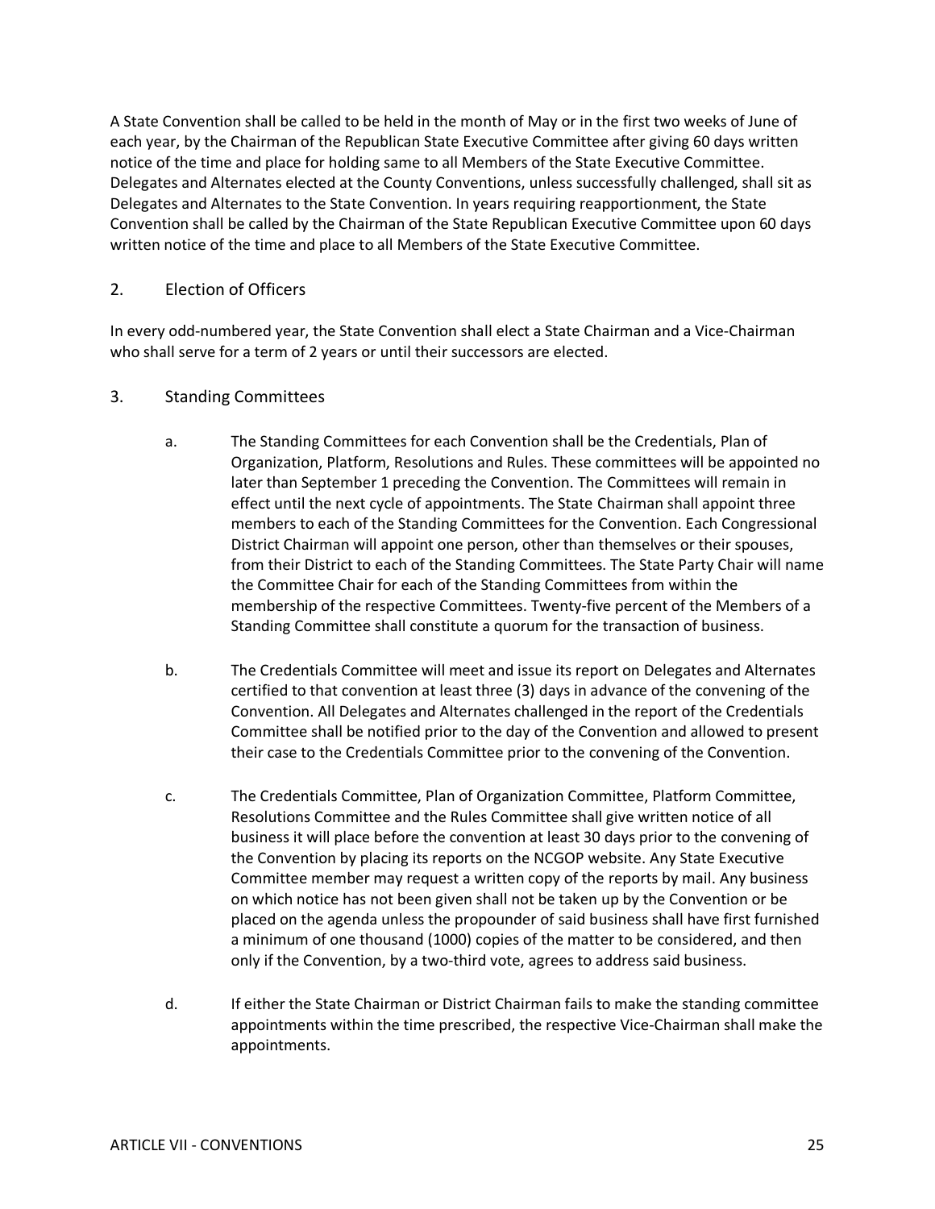A State Convention shall be called to be held in the month of May or in the first two weeks of June of each year, by the Chairman of the Republican State Executive Committee after giving 60 days written notice of the time and place for holding same to all Members of the State Executive Committee. Delegates and Alternates elected at the County Conventions, unless successfully challenged, shall sit as Delegates and Alternates to the State Convention. In years requiring reapportionment, the State Convention shall be called by the Chairman of the State Republican Executive Committee upon 60 days written notice of the time and place to all Members of the State Executive Committee.

## 2. Election of Officers

In every odd-numbered year, the State Convention shall elect a State Chairman and a Vice-Chairman who shall serve for a term of 2 years or until their successors are elected.

## 3. Standing Committees

a. The Standing Committees for each Convention shall be the Credentials, Plan of Organization, Platform, Resolutions and Rules. These committees will be appointed no later than September 1 preceding the Convention. The Committees will remain in effect until the next cycle of appointments. The State Chairman shall appoint three members to each of the Standing Committees for the Convention. Each Congressional District Chairman will appoint one person, other than themselves or their spouses, from their District to each of the Standing Committees. The State Party Chair will name the Committee Chair for each of the Standing Committees from within the membership of the respective Committees. Twenty-five percent of the Members of a Standing Committee shall constitute a quorum for the transaction of business.

b. The Credentials Committee will meet and issue its report on Delegates and Alternates certified to that convention at least three (3) days in advance of the convening of the Convention. All Delegates and Alternates challenged in the report of the Credentials Committee shall be notified prior to the day of the Convention and allowed to present their case to the Credentials Committee prior to the convening of the Convention.

c. The Credentials Committee, Plan of Organization Committee, Platform Committee, Resolutions Committee and the Rules Committee shall give written notice of all business it will place before the convention at least 30 days prior to the convening of the Convention by placing its reports on the NCGOP website. Any State Executive Committee member may request a written copy of the reports by mail. Any business on which notice has not been given shall not be taken up by the Convention or be placed on the agenda unless the propounder of said business shall have first furnished a minimum of one thousand (1000) copies of the matter to be considered, and then only if the Convention, by a two-third vote, agrees to address said business.

d. If either the State Chairman or District Chairman fails to make the standing committee appointments within the time prescribed, the respective Vice-Chairman shall make the appointments.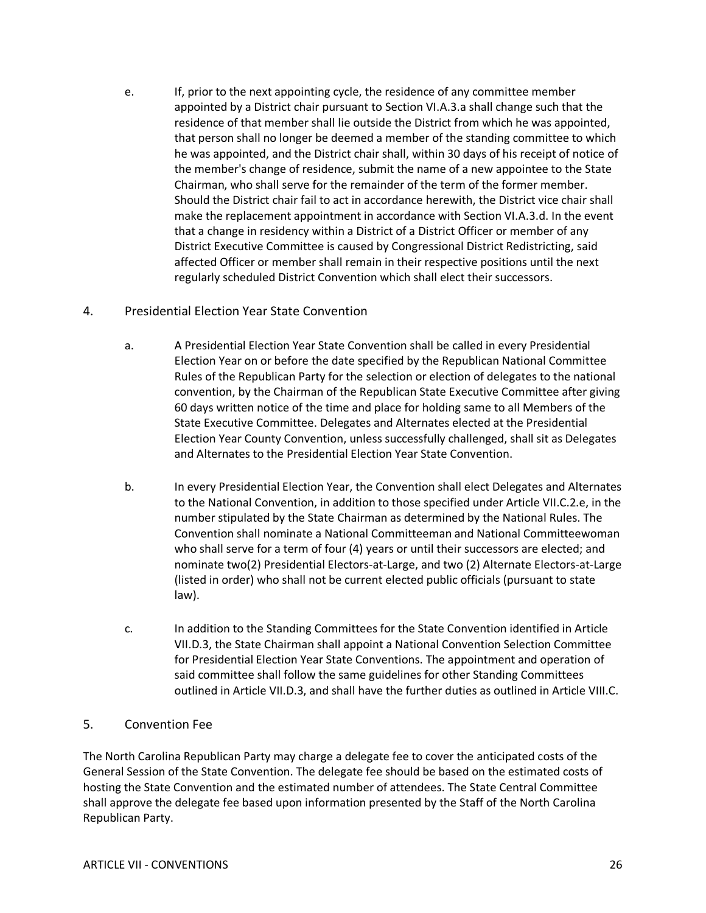e. If, prior to the next appointing cycle, the residence of any committee member appointed by a District chair pursuant to Section VI.A.3.a shall change such that the residence of that member shall lie outside the District from which he was appointed, that person shall no longer be deemed a member of the standing committee to which he was appointed, and the District chair shall, within 30 days of his receipt of notice of the member's change of residence, submit the name of a new appointee to the State Chairman, who shall serve for the remainder of the term of the former member. Should the District chair fail to act in accordance herewith, the District vice chair shall make the replacement appointment in accordance with Section VI.A.3.d. In the event that a change in residency within a District of a District Officer or member of any District Executive Committee is caused by Congressional District Redistricting, said affected Officer or member shall remain in their respective positions until the next regularly scheduled District Convention which shall elect their successors.

## 4. Presidential Election Year State Convention

a. A Presidential Election Year State Convention shall be called in every Presidential Election Year on or before the date specified by the Republican National Committee Rules of the Republican Party for the selection or election of delegates to the national convention, by the Chairman of the Republican State Executive Committee after giving 60 days written notice of the time and place for holding same to all Members of the State Executive Committee. Delegates and Alternates elected at the Presidential Election Year County Convention, unless successfully challenged, shall sit as Delegates and Alternates to the Presidential Election Year State Convention.

b. In every Presidential Election Year, the Convention shall elect Delegates and Alternates to the National Convention, in addition to those specified under Article VII.C.2.e, in the number stipulated by the State Chairman as determined by the National Rules. The Convention shall nominate a National Committeeman and National Committeewoman who shall serve for a term of four (4) years or until their successors are elected; and nominate two(2) Presidential Electors-at-Large, and two (2) Alternate Electors-at-Large (listed in order) who shall not be current elected public officials (pursuant to state law).

c. In addition to the Standing Committees for the State Convention identified in Article VII.D.3, the State Chairman shall appoint a National Convention Selection Committee for Presidential Election Year State Conventions. The appointment and operation of said committee shall follow the same guidelines for other Standing Committees outlined in Article VII.D.3, and shall have the further duties as outlined in Article VIII.C.

## 5. Convention Fee

The North Carolina Republican Party may charge a delegate fee to cover the anticipated costs of the General Session of the State Convention. The delegate fee should be based on the estimated costs of hosting the State Convention and the estimated number of attendees. The State Central Committee shall approve the delegate fee based upon information presented by the Staff of the North Carolina Republican Party.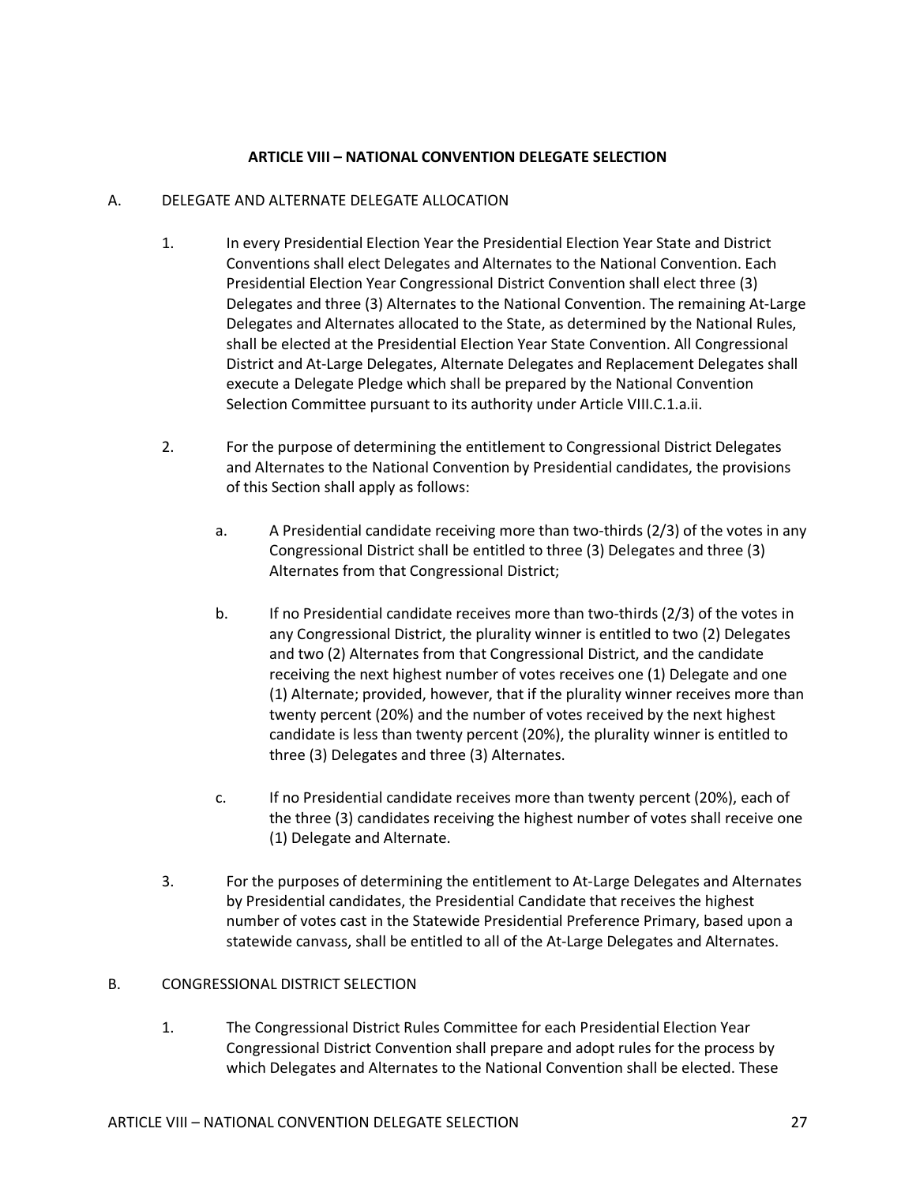## ARTICLE VIII – NATIONAL CONVENTION DELEGATE SELECTION

A. DELEGATE AND ALTERNATE DELEGATE ALLOCATION

1. In every Presidential Election Year the Presidential Election Year State and District Conventions shall elect Delegates and Alternates to the National Convention. Each Presidential Election Year Congressional District Convention shall elect three (3) Delegates and three (3) Alternates to the National Convention. The remaining At-Large Delegates and Alternates allocated to the State, as determined by the National Rules, shall be elected at the Presidential Election Year State Convention. All Congressional District and At-Large Delegates, Alternate Delegates and Replacement Delegates shall execute a Delegate Pledge which shall be prepared by the National Convention Selection Committee pursuant to its authority under Article VIII.C.1.a.ii.

2. For the purpose of determining the entitlement to Congressional District Delegates and Alternates to the National Convention by Presidential candidates, the provisions of this Section shall apply as follows:

   a. A Presidential candidate receiving more than two-thirds (2/3) of the votes in any Congressional District shall be entitled to three (3) Delegates and three (3) Alternates from that Congressional District;

   b. If no Presidential candidate receives more than two-thirds (2/3) of the votes in any Congressional District, the plurality winner is entitled to two (2) Delegates and two (2) Alternates from that Congressional District, and the candidate receiving the next highest number of votes receives one (1) Delegate and one (1) Alternate; provided, however, that if the plurality winner receives more than twenty percent (20%) and the number of votes received by the next highest candidate is less than twenty percent (20%), the plurality winner is entitled to three (3) Delegates and three (3) Alternates.

   c. If no Presidential candidate receives more than twenty percent (20%), each of the three (3) candidates receiving the highest number of votes shall receive one (1) Delegate and Alternate.

3. For the purposes of determining the entitlement to At-Large Delegates and Alternates by Presidential candidates, the Presidential Candidate that receives the highest number of votes cast in the Statewide Presidential Preference Primary, based upon a statewide canvass, shall be entitled to all of the At-Large Delegates and Alternates.

B. CONGRESSIONAL DISTRICT SELECTION

1. The Congressional District Rules Committee for each Presidential Election Year Congressional District Convention shall prepare and adopt rules for the process by which Delegates and Alternates to the National Convention shall be elected. These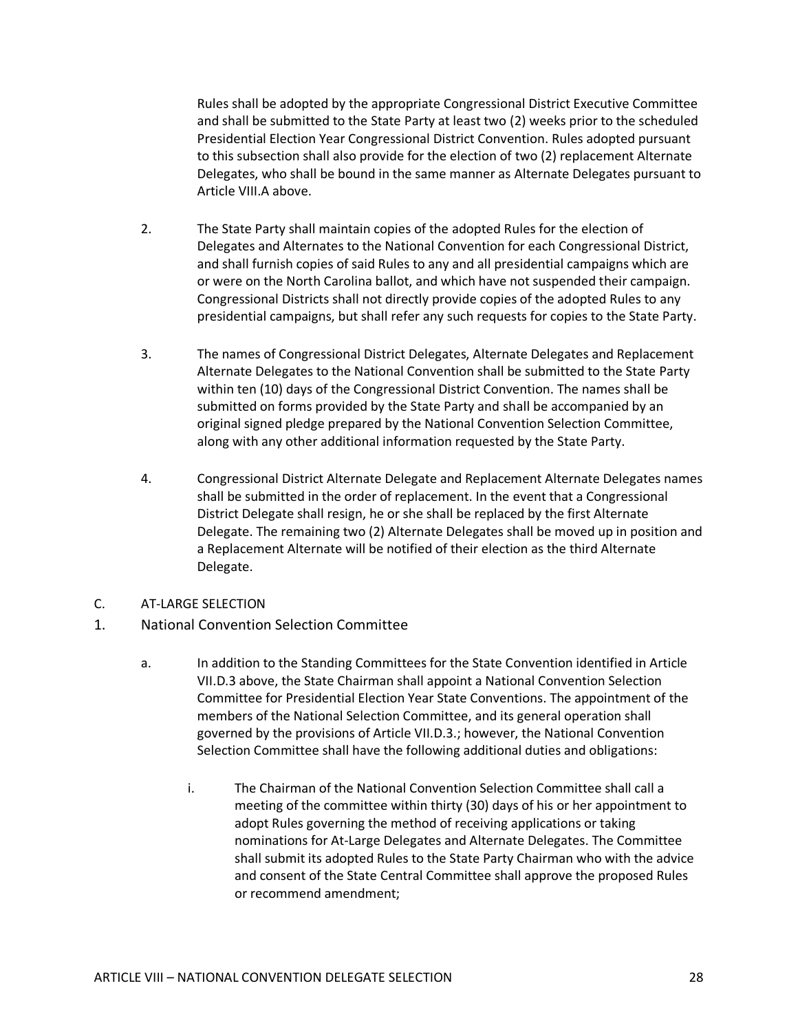Rules shall be adopted by the appropriate Congressional District Executive Committee and shall be submitted to the State Party at least two (2) weeks prior to the scheduled Presidential Election Year Congressional District Convention. Rules adopted pursuant to this subsection shall also provide for the election of two (2) replacement Alternate Delegates, who shall be bound in the same manner as Alternate Delegates pursuant to Article VIII.A above.

2. The State Party shall maintain copies of the adopted Rules for the election of Delegates and Alternates to the National Convention for each Congressional District, and shall furnish copies of said Rules to any and all presidential campaigns which are or were on the North Carolina ballot, and which have not suspended their campaign. Congressional Districts shall not directly provide copies of the adopted Rules to any presidential campaigns, but shall refer any such requests for copies to the State Party.

3. The names of Congressional District Delegates, Alternate Delegates and Replacement Alternate Delegates to the National Convention shall be submitted to the State Party within ten (10) days of the Congressional District Convention. The names shall be submitted on forms provided by the State Party and shall be accompanied by an original signed pledge prepared by the National Convention Selection Committee, along with any other additional information requested by the State Party.

4. Congressional District Alternate Delegate and Replacement Alternate Delegates names shall be submitted in the order of replacement. In the event that a Congressional District Delegate shall resign, he or she shall be replaced by the first Alternate Delegate. The remaining two (2) Alternate Delegates shall be moved up in position and a Replacement Alternate will be notified of their election as the third Alternate Delegate.

C. AT-LARGE SELECTION

1. National Convention Selection Committee

a. In addition to the Standing Committees for the State Convention identified in Article VII.D.3 above, the State Chairman shall appoint a National Convention Selection Committee for Presidential Election Year State Conventions. The appointment of the members of the National Selection Committee, and its general operation shall governed by the provisions of Article VII.D.3.; however, the National Convention Selection Committee shall have the following additional duties and obligations:

i. The Chairman of the National Convention Selection Committee shall call a meeting of the committee within thirty (30) days of his or her appointment to adopt Rules governing the method of receiving applications or taking nominations for At-Large Delegates and Alternate Delegates. The Committee shall submit its adopted Rules to the State Party Chairman who with the advice and consent of the State Central Committee shall approve the proposed Rules or recommend amendment;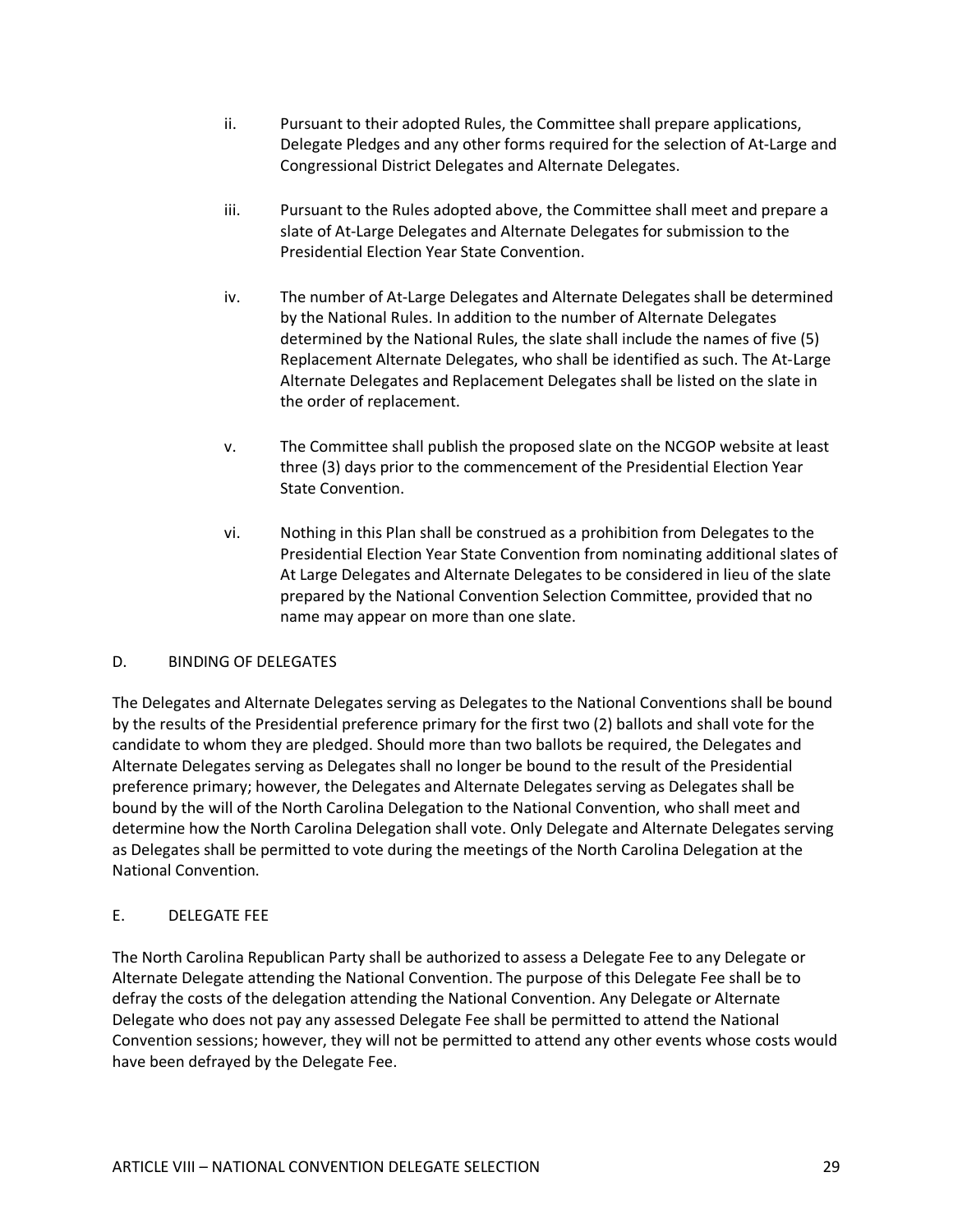ii. Pursuant to their adopted Rules, the Committee shall prepare applications, Delegate Pledges and any other forms required for the selection of At-Large and Congressional District Delegates and Alternate Delegates.

iii. Pursuant to the Rules adopted above, the Committee shall meet and prepare a slate of At-Large Delegates and Alternate Delegates for submission to the Presidential Election Year State Convention.

iv. The number of At-Large Delegates and Alternate Delegates shall be determined by the National Rules. In addition to the number of Alternate Delegates determined by the National Rules, the slate shall include the names of five (5) Replacement Alternate Delegates, who shall be identified as such. The At-Large Alternate Delegates and Replacement Delegates shall be listed on the slate in the order of replacement.

v. The Committee shall publish the proposed slate on the NCGOP website at least three (3) days prior to the commencement of the Presidential Election Year State Convention.

vi. Nothing in this Plan shall be construed as a prohibition from Delegates to the Presidential Election Year State Convention from nominating additional slates of At Large Delegates and Alternate Delegates to be considered in lieu of the slate prepared by the National Convention Selection Committee, provided that no name may appear on more than one slate.

### D. BINDING OF DELEGATES

The Delegates and Alternate Delegates serving as Delegates to the National Conventions shall be bound by the results of the Presidential preference primary for the first two (2) ballots and shall vote for the candidate to whom they are pledged. Should more than two ballots be required, the Delegates and Alternate Delegates serving as Delegates shall no longer be bound to the result of the Presidential preference primary; however, the Delegates and Alternate Delegates serving as Delegates shall be bound by the will of the North Carolina Delegation to the National Convention, who shall meet and determine how the North Carolina Delegation shall vote. Only Delegate and Alternate Delegates serving as Delegates shall be permitted to vote during the meetings of the North Carolina Delegation at the National Convention.

### E. DELEGATE FEE

The North Carolina Republican Party shall be authorized to assess a Delegate Fee to any Delegate or Alternate Delegate attending the National Convention. The purpose of this Delegate Fee shall be to defray the costs of the delegation attending the National Convention. Any Delegate or Alternate Delegate who does not pay any assessed Delegate Fee shall be permitted to attend the National Convention sessions; however, they will not be permitted to attend any other events whose costs would have been defrayed by the Delegate Fee.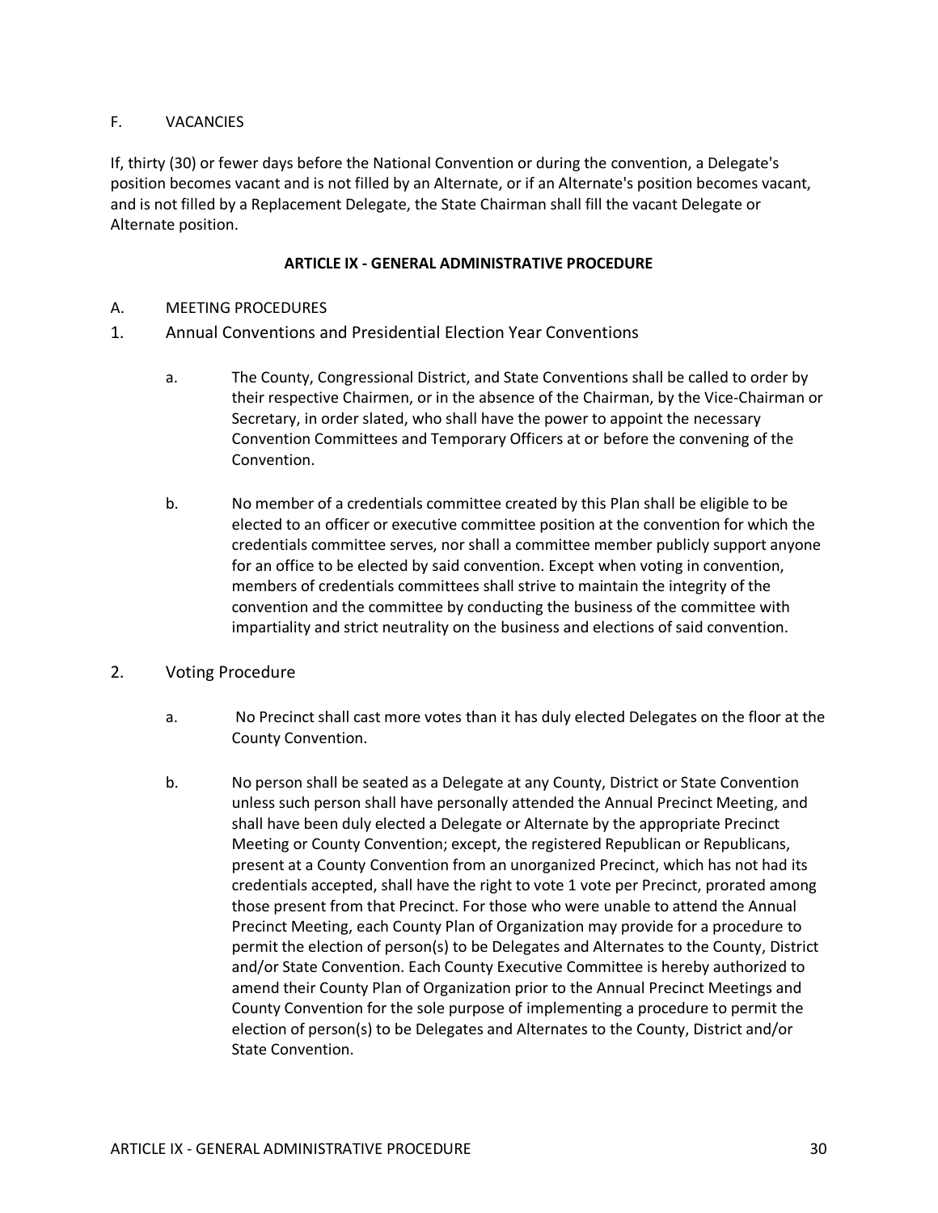F. VACANCIES

If, thirty (30) or fewer days before the National Convention or during the convention, a Delegate's position becomes vacant and is not filled by an Alternate, or if an Alternate's position becomes vacant, and is not filled by a Replacement Delegate, the State Chairman shall fill the vacant Delegate or Alternate position.

## ARTICLE IX - GENERAL ADMINISTRATIVE PROCEDURE

A. MEETING PROCEDURES

1. Annual Conventions and Presidential Election Year Conventions

   a. The County, Congressional District, and State Conventions shall be called to order by their respective Chairmen, or in the absence of the Chairman, by the Vice-Chairman or Secretary, in order slated, who shall have the power to appoint the necessary Convention Committees and Temporary Officers at or before the convening of the Convention.

   b. No member of a credentials committee created by this Plan shall be eligible to be elected to an officer or executive committee position at the convention for which the credentials committee serves, nor shall a committee member publicly support anyone for an office to be elected by said convention. Except when voting in convention, members of credentials committees shall strive to maintain the integrity of the convention and the committee by conducting the business of the committee with impartiality and strict neutrality on the business and elections of said convention.

2. Voting Procedure

   a. No Precinct shall cast more votes than it has duly elected Delegates on the floor at the County Convention.

   b. No person shall be seated as a Delegate at any County, District or State Convention unless such person shall have personally attended the Annual Precinct Meeting, and shall have been duly elected a Delegate or Alternate by the appropriate Precinct Meeting or County Convention; except, the registered Republican or Republicans, present at a County Convention from an unorganized Precinct, which has not had its credentials accepted, shall have the right to vote 1 vote per Precinct, prorated among those present from that Precinct. For those who were unable to attend the Annual Precinct Meeting, each County Plan of Organization may provide for a procedure to permit the election of person(s) to be Delegates and Alternates to the County, District and/or State Convention. Each County Executive Committee is hereby authorized to amend their County Plan of Organization prior to the Annual Precinct Meetings and County Convention for the sole purpose of implementing a procedure to permit the election of person(s) to be Delegates and Alternates to the County, District and/or State Convention.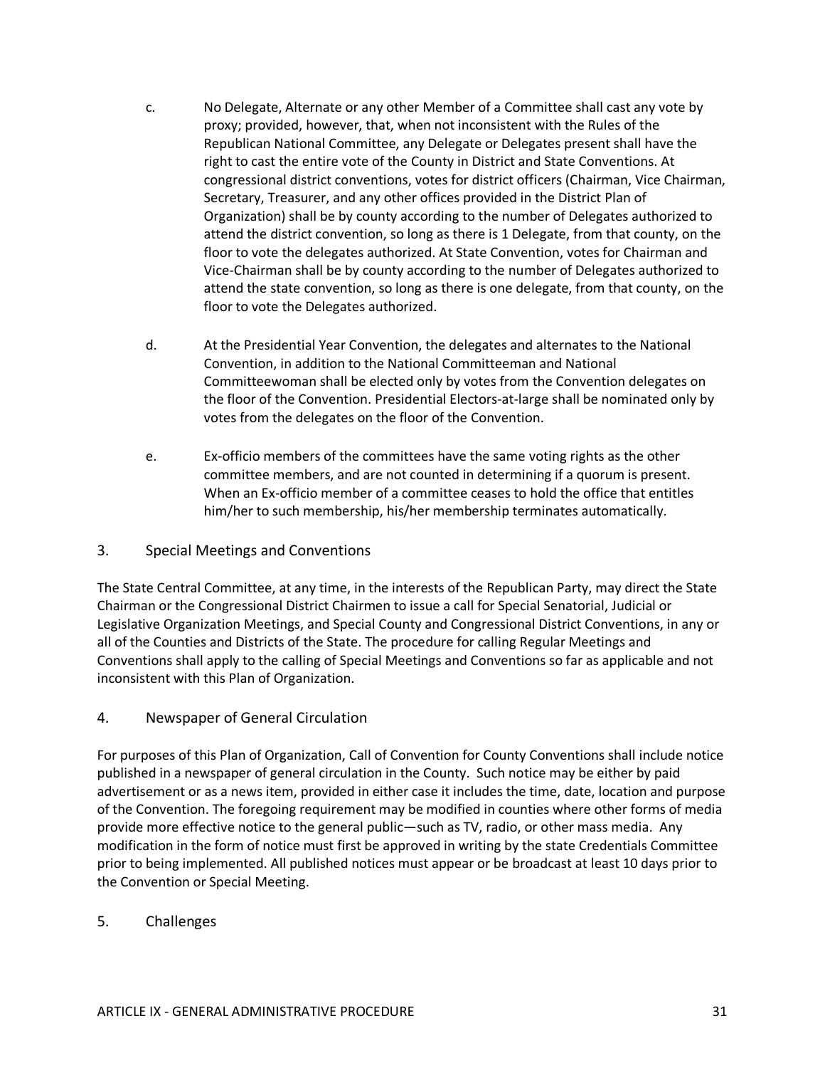c. No Delegate, Alternate or any other Member of a Committee shall cast any vote by proxy; provided, however, that, when not inconsistent with the Rules of the Republican National Committee, any Delegate or Delegates present shall have the right to cast the entire vote of the County in District and State Conventions. At congressional district conventions, votes for district officers (Chairman, Vice Chairman, Secretary, Treasurer, and any other offices provided in the District Plan of Organization) shall be by county according to the number of Delegates authorized to attend the district convention, so long as there is 1 Delegate, from that county, on the floor to vote the delegates authorized. At State Convention, votes for Chairman and Vice-Chairman shall be by county according to the number of Delegates authorized to attend the state convention, so long as there is one delegate, from that county, on the floor to vote the Delegates authorized.

d. At the Presidential Year Convention, the delegates and alternates to the National Convention, in addition to the National Committeeman and National Committeewoman shall be elected only by votes from the Convention delegates on the floor of the Convention. Presidential Electors-at-large shall be nominated only by votes from the delegates on the floor of the Convention.

e. Ex-officio members of the committees have the same voting rights as the other committee members, and are not counted in determining if a quorum is present. When an Ex-officio member of a committee ceases to hold the office that entitles him/her to such membership, his/her membership terminates automatically.

## 3. Special Meetings and Conventions

The State Central Committee, at any time, in the interests of the Republican Party, may direct the State Chairman or the Congressional District Chairmen to issue a call for Special Senatorial, Judicial or Legislative Organization Meetings, and Special County and Congressional District Conventions, in any or all of the Counties and Districts of the State. The procedure for calling Regular Meetings and Conventions shall apply to the calling of Special Meetings and Conventions so far as applicable and not inconsistent with this Plan of Organization.

## 4. Newspaper of General Circulation

For purposes of this Plan of Organization, Call of Convention for County Conventions shall include notice published in a newspaper of general circulation in the County. Such notice may be either by paid advertisement or as a news item, provided in either case it includes the time, date, location and purpose of the Convention. The foregoing requirement may be modified in counties where other forms of media provide more effective notice to the general public—such as TV, radio, or other mass media. Any modification in the form of notice must first be approved in writing by the state Credentials Committee prior to being implemented. All published notices must appear or be broadcast at least 10 days prior to the Convention or Special Meeting.

## 5. Challenges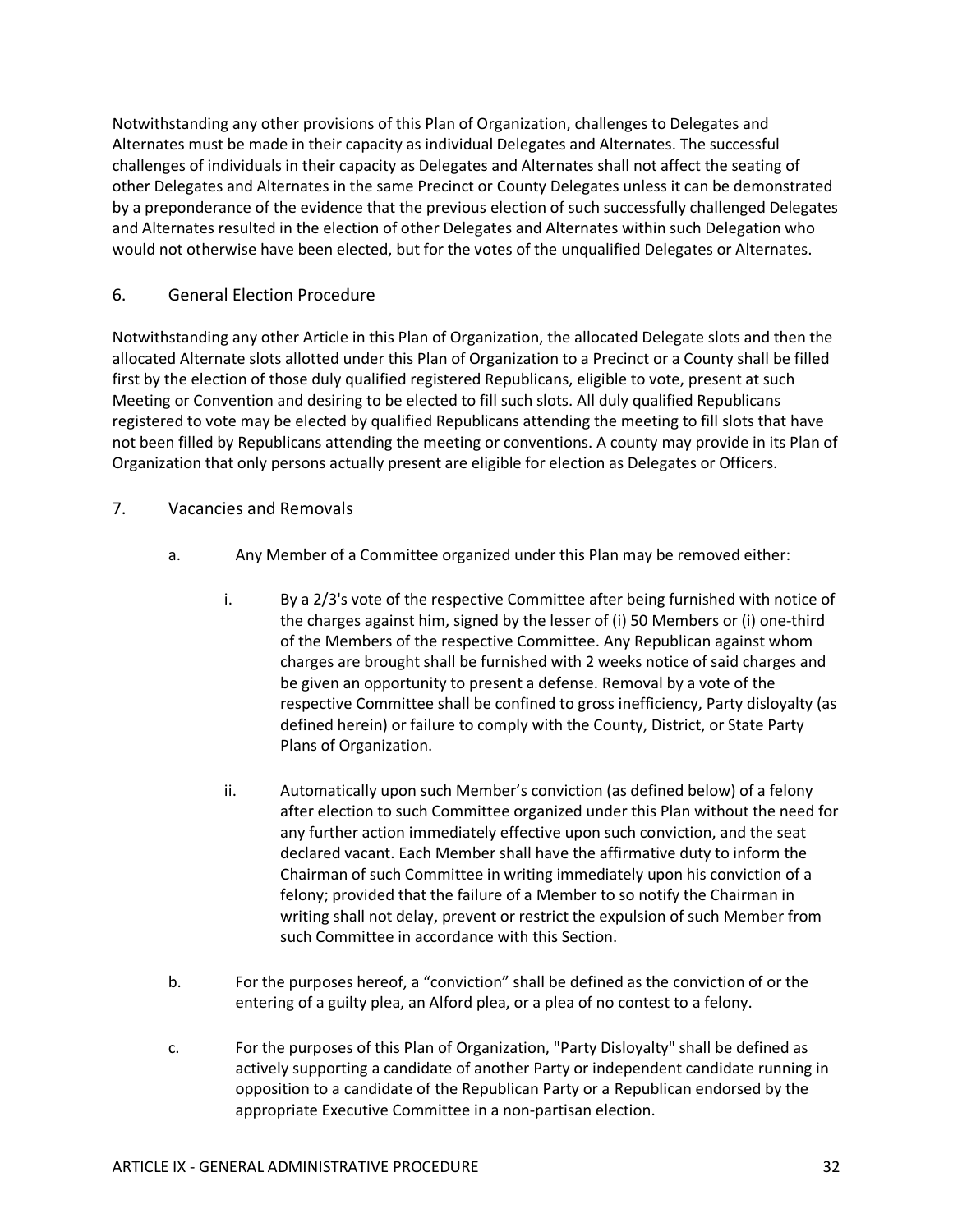Notwithstanding any other provisions of this Plan of Organization, challenges to Delegates and Alternates must be made in their capacity as individual Delegates and Alternates. The successful challenges of individuals in their capacity as Delegates and Alternates shall not affect the seating of other Delegates and Alternates in the same Precinct or County Delegates unless it can be demonstrated by a preponderance of the evidence that the previous election of such successfully challenged Delegates and Alternates resulted in the election of other Delegates and Alternates within such Delegation who would not otherwise have been elected, but for the votes of the unqualified Delegates or Alternates.

## 6. General Election Procedure

Notwithstanding any other Article in this Plan of Organization, the allocated Delegate slots and then the allocated Alternate slots allotted under this Plan of Organization to a Precinct or a County shall be filled first by the election of those duly qualified registered Republicans, eligible to vote, present at such Meeting or Convention and desiring to be elected to fill such slots. All duly qualified Republicans registered to vote may be elected by qualified Republicans attending the meeting to fill slots that have not been filled by Republicans attending the meeting or conventions. A county may provide in its Plan of Organization that only persons actually present are eligible for election as Delegates or Officers.

## 7. Vacancies and Removals

a. Any Member of a Committee organized under this Plan may be removed either:

   i. By a 2/3's vote of the respective Committee after being furnished with notice of the charges against him, signed by the lesser of (i) 50 Members or (i) one-third of the Members of the respective Committee. Any Republican against whom charges are brought shall be furnished with 2 weeks notice of said charges and be given an opportunity to present a defense. Removal by a vote of the respective Committee shall be confined to gross inefficiency, Party disloyalty (as defined herein) or failure to comply with the County, District, or State Party Plans of Organization.

   ii. Automatically upon such Member's conviction (as defined below) of a felony after election to such Committee organized under this Plan without the need for any further action immediately effective upon such conviction, and the seat declared vacant. Each Member shall have the affirmative duty to inform the Chairman of such Committee in writing immediately upon his conviction of a felony; provided that the failure of a Member to so notify the Chairman in writing shall not delay, prevent or restrict the expulsion of such Member from such Committee in accordance with this Section.

b. For the purposes hereof, a "conviction" shall be defined as the conviction of or the entering of a guilty plea, an Alford plea, or a plea of no contest to a felony.

c. For the purposes of this Plan of Organization, "Party Disloyalty" shall be defined as actively supporting a candidate of another Party or independent candidate running in opposition to a candidate of the Republican Party or a Republican endorsed by the appropriate Executive Committee in a non-partisan election.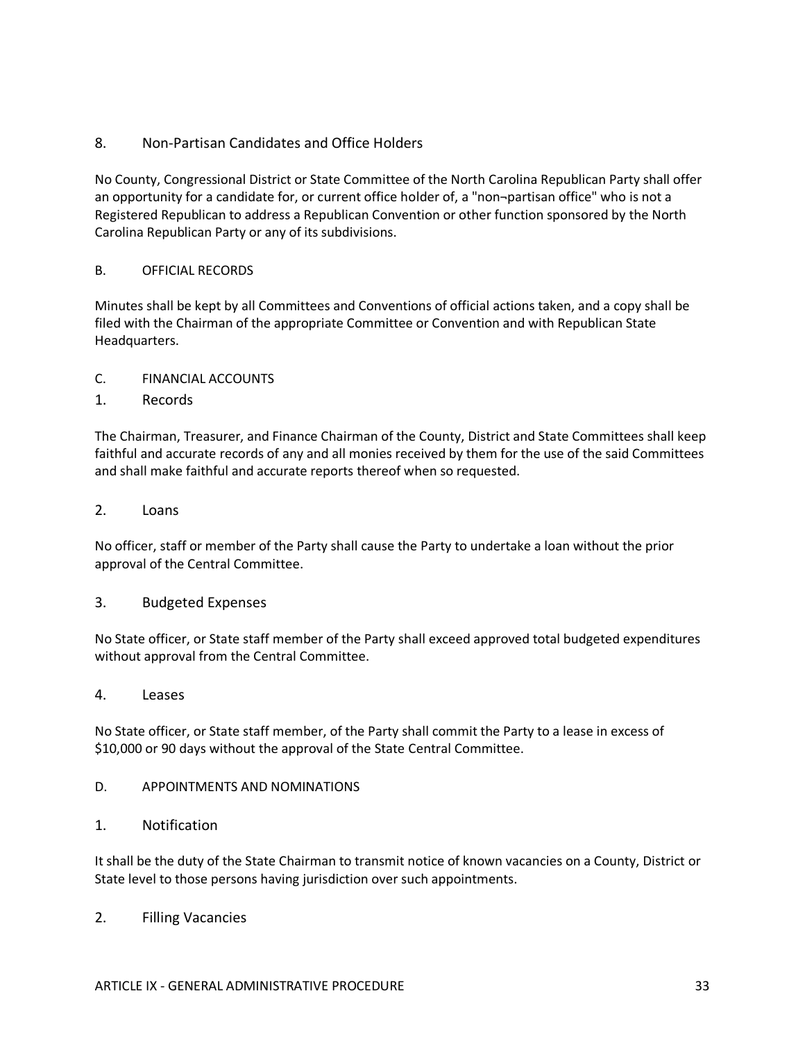### 8. Non-Partisan Candidates and Office Holders

No County, Congressional District or State Committee of the North Carolina Republican Party shall offer an opportunity for a candidate for, or current office holder of, a "non¬partisan office" who is not a Registered Republican to address a Republican Convention or other function sponsored by the North Carolina Republican Party or any of its subdivisions.

## B. OFFICIAL RECORDS

Minutes shall be kept by all Committees and Conventions of official actions taken, and a copy shall be filed with the Chairman of the appropriate Committee or Convention and with Republican State Headquarters.

## C. FINANCIAL ACCOUNTS

### 1. Records

The Chairman, Treasurer, and Finance Chairman of the County, District and State Committees shall keep faithful and accurate records of any and all monies received by them for the use of the said Committees and shall make faithful and accurate reports thereof when so requested.

### 2. Loans

No officer, staff or member of the Party shall cause the Party to undertake a loan without the prior approval of the Central Committee.

### 3. Budgeted Expenses

No State officer, or State staff member of the Party shall exceed approved total budgeted expenditures without approval from the Central Committee.

### 4. Leases

No State officer, or State staff member, of the Party shall commit the Party to a lease in excess of $10,000 or 90 days without the approval of the State Central Committee.

## D. APPOINTMENTS AND NOMINATIONS

### 1. Notification

It shall be the duty of the State Chairman to transmit notice of known vacancies on a County, District or State level to those persons having jurisdiction over such appointments.

### 2. Filling Vacancies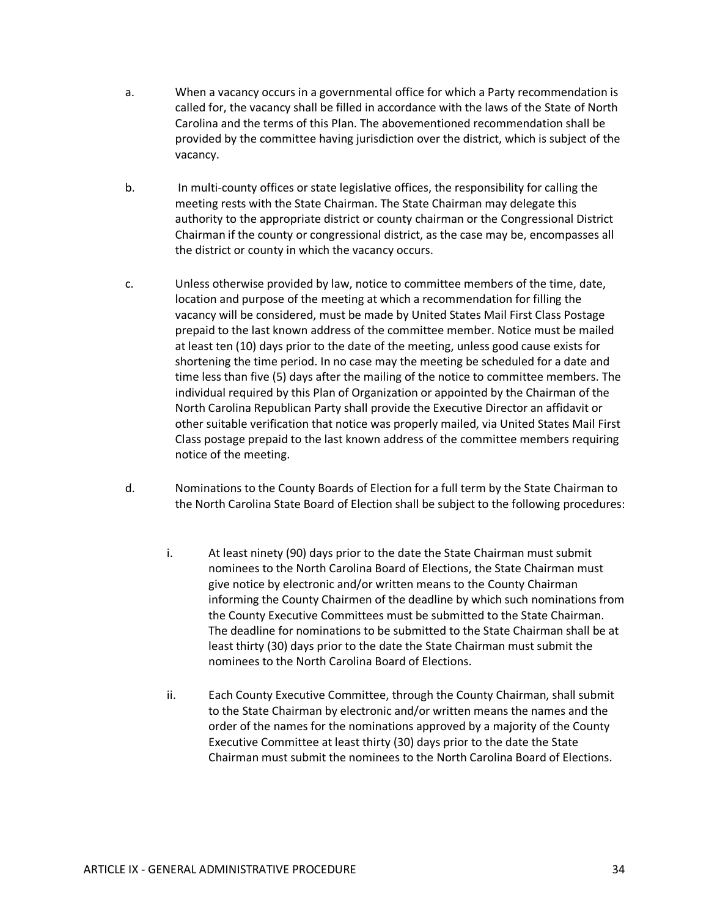a. When a vacancy occurs in a governmental office for which a Party recommendation is called for, the vacancy shall be filled in accordance with the laws of the State of North Carolina and the terms of this Plan. The abovementioned recommendation shall be provided by the committee having jurisdiction over the district, which is subject of the vacancy.

b. In multi-county offices or state legislative offices, the responsibility for calling the meeting rests with the State Chairman. The State Chairman may delegate this authority to the appropriate district or county chairman or the Congressional District Chairman if the county or congressional district, as the case may be, encompasses all the district or county in which the vacancy occurs.

c. Unless otherwise provided by law, notice to committee members of the time, date, location and purpose of the meeting at which a recommendation for filling the vacancy will be considered, must be made by United States Mail First Class Postage prepaid to the last known address of the committee member. Notice must be mailed at least ten (10) days prior to the date of the meeting, unless good cause exists for shortening the time period. In no case may the meeting be scheduled for a date and time less than five (5) days after the mailing of the notice to committee members. The individual required by this Plan of Organization or appointed by the Chairman of the North Carolina Republican Party shall provide the Executive Director an affidavit or other suitable verification that notice was properly mailed, via United States Mail First Class postage prepaid to the last known address of the committee members requiring notice of the meeting.

d. Nominations to the County Boards of Election for a full term by the State Chairman to the North Carolina State Board of Election shall be subject to the following procedures:

   i. At least ninety (90) days prior to the date the State Chairman must submit nominees to the North Carolina Board of Elections, the State Chairman must give notice by electronic and/or written means to the County Chairman informing the County Chairmen of the deadline by which such nominations from the County Executive Committees must be submitted to the State Chairman. The deadline for nominations to be submitted to the State Chairman shall be at least thirty (30) days prior to the date the State Chairman must submit the nominees to the North Carolina Board of Elections.

   ii. Each County Executive Committee, through the County Chairman, shall submit to the State Chairman by electronic and/or written means the names and the order of the names for the nominations approved by a majority of the County Executive Committee at least thirty (30) days prior to the date the State Chairman must submit the nominees to the North Carolina Board of Elections.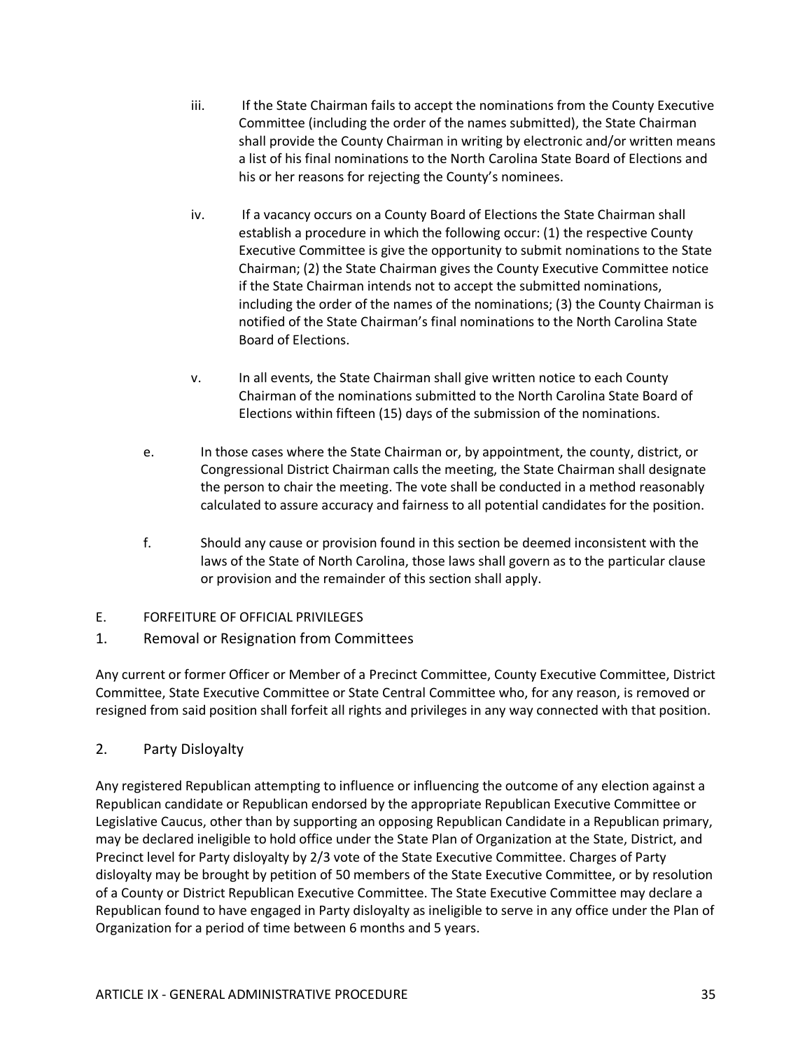iii. If the State Chairman fails to accept the nominations from the County Executive Committee (including the order of the names submitted), the State Chairman shall provide the County Chairman in writing by electronic and/or written means a list of his final nominations to the North Carolina State Board of Elections and his or her reasons for rejecting the County's nominees.

iv. If a vacancy occurs on a County Board of Elections the State Chairman shall establish a procedure in which the following occur: (1) the respective County Executive Committee is give the opportunity to submit nominations to the State Chairman; (2) the State Chairman gives the County Executive Committee notice if the State Chairman intends not to accept the submitted nominations, including the order of the names of the nominations; (3) the County Chairman is notified of the State Chairman's final nominations to the North Carolina State Board of Elections.

v. In all events, the State Chairman shall give written notice to each County Chairman of the nominations submitted to the North Carolina State Board of Elections within fifteen (15) days of the submission of the nominations.

e. In those cases where the State Chairman or, by appointment, the county, district, or Congressional District Chairman calls the meeting, the State Chairman shall designate the person to chair the meeting. The vote shall be conducted in a method reasonably calculated to assure accuracy and fairness to all potential candidates for the position.

f. Should any cause or provision found in this section be deemed inconsistent with the laws of the State of North Carolina, those laws shall govern as to the particular clause or provision and the remainder of this section shall apply.

## E. FORFEITURE OF OFFICIAL PRIVILEGES

### 1. Removal or Resignation from Committees

Any current or former Officer or Member of a Precinct Committee, County Executive Committee, District Committee, State Executive Committee or State Central Committee who, for any reason, is removed or resigned from said position shall forfeit all rights and privileges in any way connected with that position.

### 2. Party Disloyalty

Any registered Republican attempting to influence or influencing the outcome of any election against a Republican candidate or Republican endorsed by the appropriate Republican Executive Committee or Legislative Caucus, other than by supporting an opposing Republican Candidate in a Republican primary, may be declared ineligible to hold office under the State Plan of Organization at the State, District, and Precinct level for Party disloyalty by 2/3 vote of the State Executive Committee. Charges of Party disloyalty may be brought by petition of 50 members of the State Executive Committee, or by resolution of a County or District Republican Executive Committee. The State Executive Committee may declare a Republican found to have engaged in Party disloyalty as ineligible to serve in any office under the Plan of Organization for a period of time between 6 months and 5 years.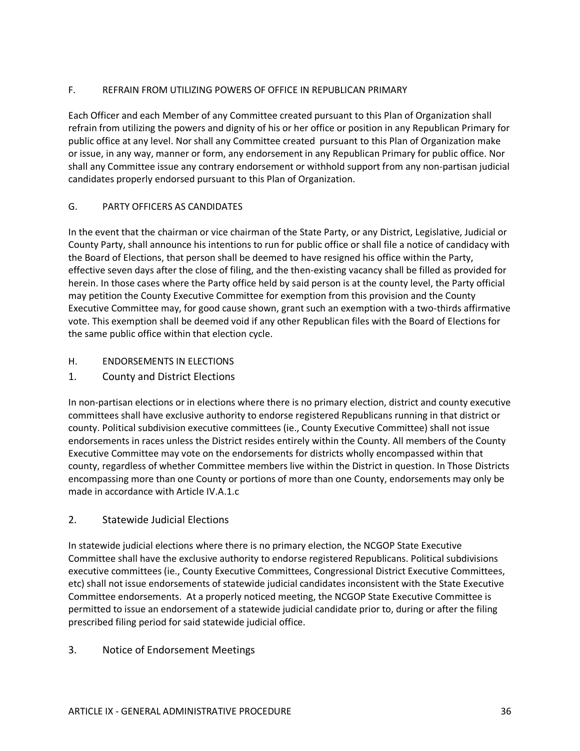### F. REFRAIN FROM UTILIZING POWERS OF OFFICE IN REPUBLICAN PRIMARY

Each Officer and each Member of any Committee created pursuant to this Plan of Organization shall refrain from utilizing the powers and dignity of his or her office or position in any Republican Primary for public office at any level. Nor shall any Committee created pursuant to this Plan of Organization make or issue, in any way, manner or form, any endorsement in any Republican Primary for public office. Nor shall any Committee issue any contrary endorsement or withhold support from any non-partisan judicial candidates properly endorsed pursuant to this Plan of Organization.

### G. PARTY OFFICERS AS CANDIDATES

In the event that the chairman or vice chairman of the State Party, or any District, Legislative, Judicial or County Party, shall announce his intentions to run for public office or shall file a notice of candidacy with the Board of Elections, that person shall be deemed to have resigned his office within the Party, effective seven days after the close of filing, and the then-existing vacancy shall be filled as provided for herein. In those cases where the Party office held by said person is at the county level, the Party official may petition the County Executive Committee for exemption from this provision and the County Executive Committee may, for good cause shown, grant such an exemption with a two-thirds affirmative vote. This exemption shall be deemed void if any other Republican files with the Board of Elections for the same public office within that election cycle.

### H. ENDORSEMENTS IN ELECTIONS

#### 1. County and District Elections

In non-partisan elections or in elections where there is no primary election, district and county executive committees shall have exclusive authority to endorse registered Republicans running in that district or county. Political subdivision executive committees (ie., County Executive Committee) shall not issue endorsements in races unless the District resides entirely within the County. All members of the County Executive Committee may vote on the endorsements for districts wholly encompassed within that county, regardless of whether Committee members live within the District in question. In Those Districts encompassing more than one County or portions of more than one County, endorsements may only be made in accordance with Article IV.A.1.c

#### 2. Statewide Judicial Elections

In statewide judicial elections where there is no primary election, the NCGOP State Executive Committee shall have the exclusive authority to endorse registered Republicans. Political subdivisions executive committees (ie., County Executive Committees, Congressional District Executive Committees, etc) shall not issue endorsements of statewide judicial candidates inconsistent with the State Executive Committee endorsements. At a properly noticed meeting, the NCGOP State Executive Committee is permitted to issue an endorsement of a statewide judicial candidate prior to, during or after the filing prescribed filing period for said statewide judicial office.

#### 3. Notice of Endorsement Meetings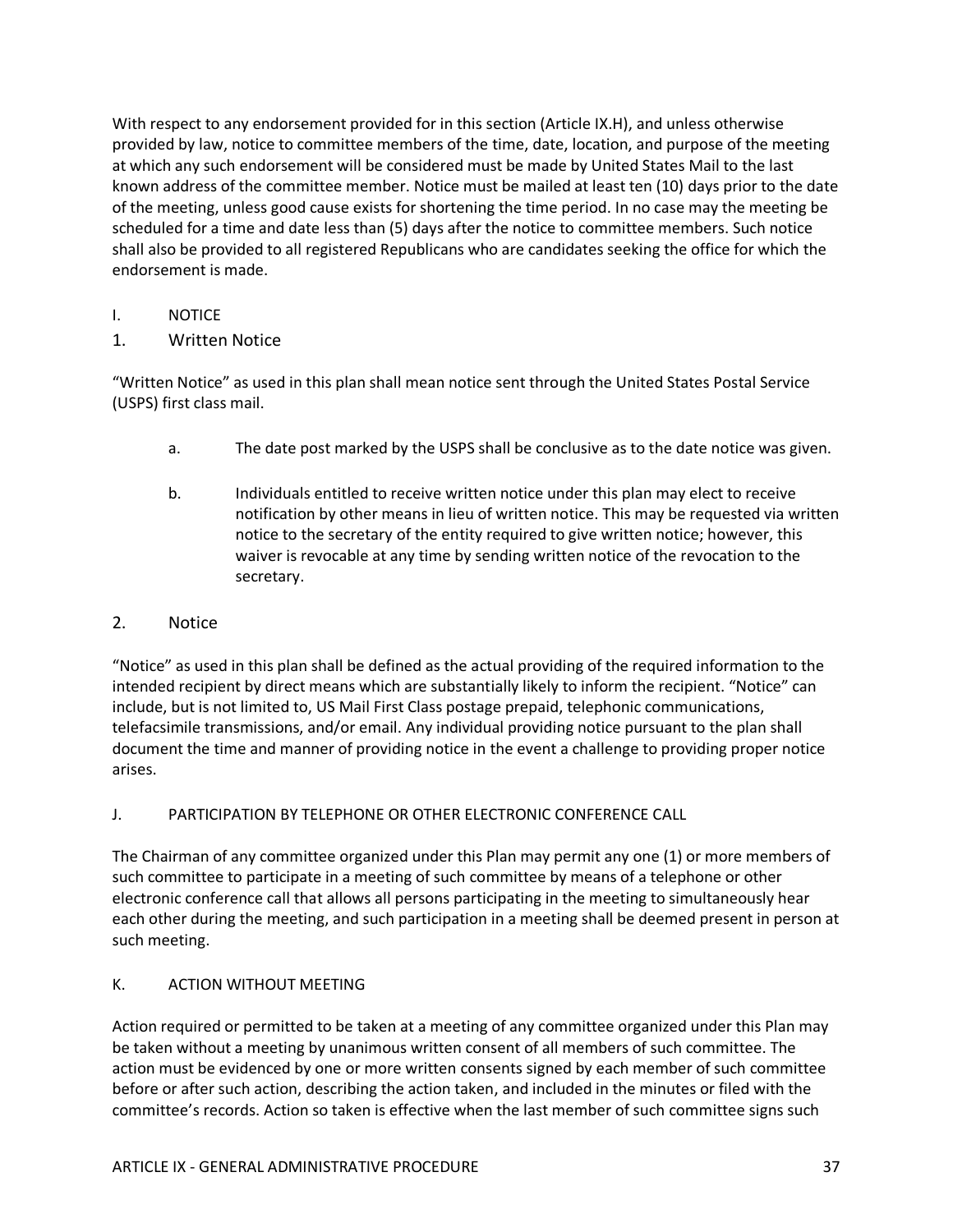With respect to any endorsement provided for in this section (Article IX.H), and unless otherwise provided by law, notice to committee members of the time, date, location, and purpose of the meeting at which any such endorsement will be considered must be made by United States Mail to the last known address of the committee member. Notice must be mailed at least ten (10) days prior to the date of the meeting, unless good cause exists for shortening the time period. In no case may the meeting be scheduled for a time and date less than (5) days after the notice to committee members. Such notice shall also be provided to all registered Republicans who are candidates seeking the office for which the endorsement is made.

## I. NOTICE

### 1. Written Notice

"Written Notice" as used in this plan shall mean notice sent through the United States Postal Service (USPS) first class mail.

a. The date post marked by the USPS shall be conclusive as to the date notice was given.

b. Individuals entitled to receive written notice under this plan may elect to receive notification by other means in lieu of written notice. This may be requested via written notice to the secretary of the entity required to give written notice; however, this waiver is revocable at any time by sending written notice of the revocation to the secretary.

### 2. Notice

"Notice" as used in this plan shall be defined as the actual providing of the required information to the intended recipient by direct means which are substantially likely to inform the recipient. "Notice" can include, but is not limited to, US Mail First Class postage prepaid, telephonic communications, telefacsimile transmissions, and/or email. Any individual providing notice pursuant to the plan shall document the time and manner of providing notice in the event a challenge to providing proper notice arises.

## J. PARTICIPATION BY TELEPHONE OR OTHER ELECTRONIC CONFERENCE CALL

The Chairman of any committee organized under this Plan may permit any one (1) or more members of such committee to participate in a meeting of such committee by means of a telephone or other electronic conference call that allows all persons participating in the meeting to simultaneously hear each other during the meeting, and such participation in a meeting shall be deemed present in person at such meeting.

## K. ACTION WITHOUT MEETING

Action required or permitted to be taken at a meeting of any committee organized under this Plan may be taken without a meeting by unanimous written consent of all members of such committee. The action must be evidenced by one or more written consents signed by each member of such committee before or after such action, describing the action taken, and included in the minutes or filed with the committee's records. Action so taken is effective when the last member of such committee signs such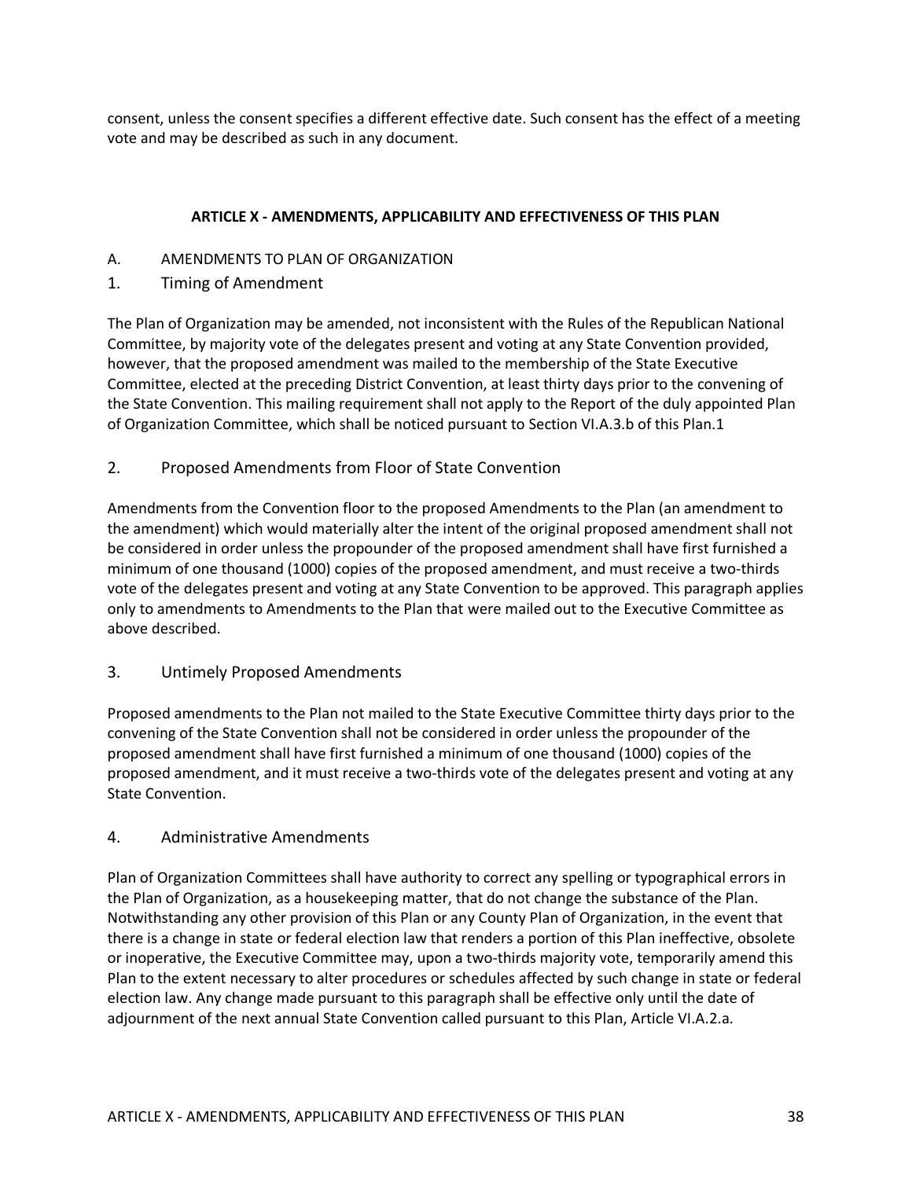consent, unless the consent specifies a different effective date. Such consent has the effect of a meeting vote and may be described as such in any document.

## ARTICLE X - AMENDMENTS, APPLICABILITY AND EFFECTIVENESS OF THIS PLAN

A. AMENDMENTS TO PLAN OF ORGANIZATION

### 1. Timing of Amendment

The Plan of Organization may be amended, not inconsistent with the Rules of the Republican National Committee, by majority vote of the delegates present and voting at any State Convention provided, however, that the proposed amendment was mailed to the membership of the State Executive Committee, elected at the preceding District Convention, at least thirty days prior to the convening of the State Convention. This mailing requirement shall not apply to the Report of the duly appointed Plan of Organization Committee, which shall be noticed pursuant to Section VI.A.3.b of this Plan.[1]

### 2. Proposed Amendments from Floor of State Convention

Amendments from the Convention floor to the proposed Amendments to the Plan (an amendment to the amendment) which would materially alter the intent of the original proposed amendment shall not be considered in order unless the propounder of the proposed amendment shall have first furnished a minimum of one thousand (1000) copies of the proposed amendment, and must receive a two-thirds vote of the delegates present and voting at any State Convention to be approved. This paragraph applies only to amendments to Amendments to the Plan that were mailed out to the Executive Committee as above described.

### 3. Untimely Proposed Amendments

Proposed amendments to the Plan not mailed to the State Executive Committee thirty days prior to the convening of the State Convention shall not be considered in order unless the propounder of the proposed amendment shall have first furnished a minimum of one thousand (1000) copies of the proposed amendment, and it must receive a two-thirds vote of the delegates present and voting at any State Convention.

### 4. Administrative Amendments

Plan of Organization Committees shall have authority to correct any spelling or typographical errors in the Plan of Organization, as a housekeeping matter, that do not change the substance of the Plan. Notwithstanding any other provision of this Plan or any County Plan of Organization, in the event that there is a change in state or federal election law that renders a portion of this Plan ineffective, obsolete or inoperative, the Executive Committee may, upon a two-thirds majority vote, temporarily amend this Plan to the extent necessary to alter procedures or schedules affected by such change in state or federal election law. Any change made pursuant to this paragraph shall be effective only until the date of adjournment of the next annual State Convention called pursuant to this Plan, Article VI.A.2.a.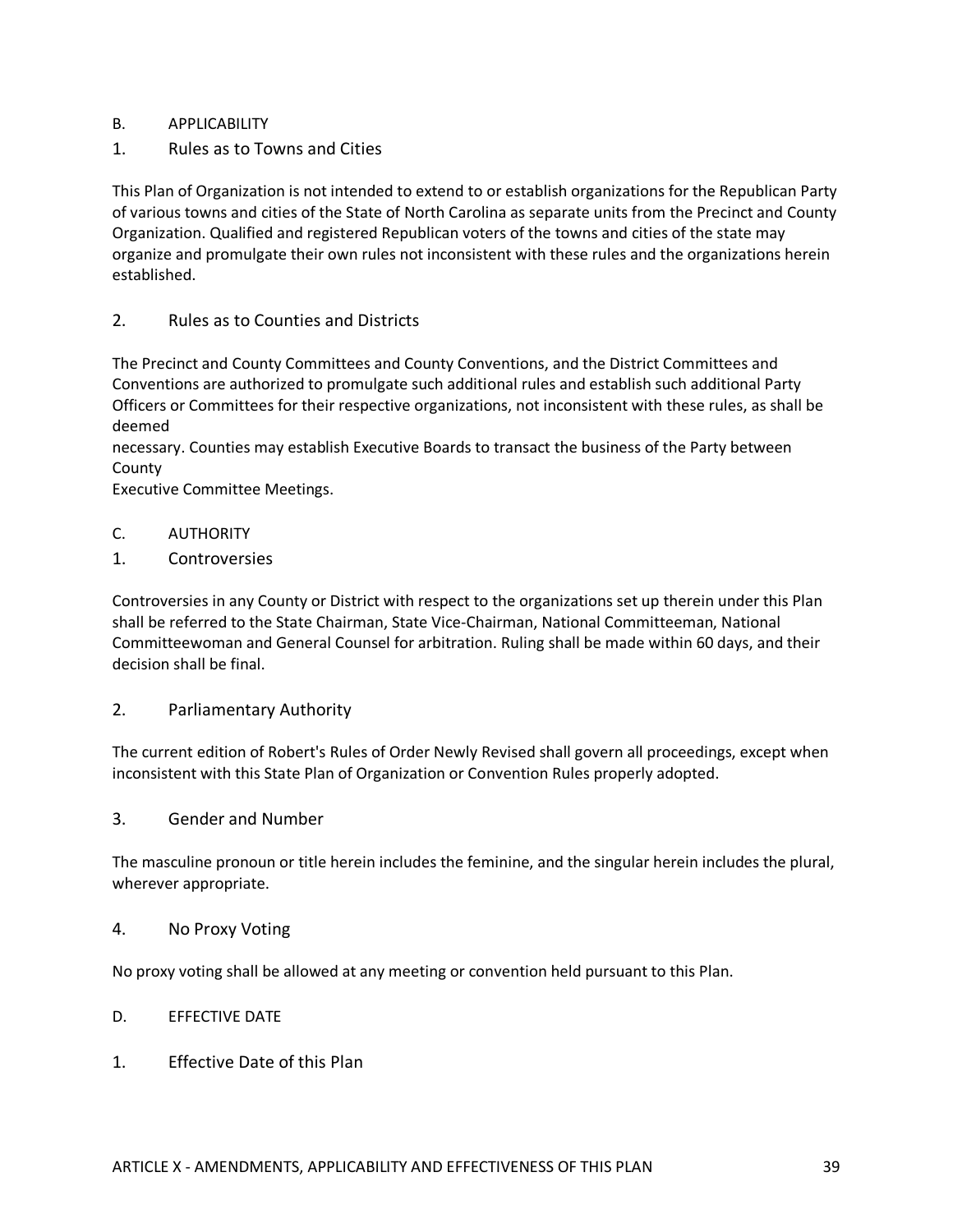## B. APPLICABILITY

### 1. Rules as to Towns and Cities

This Plan of Organization is not intended to extend to or establish organizations for the Republican Party of various towns and cities of the State of North Carolina as separate units from the Precinct and County Organization. Qualified and registered Republican voters of the towns and cities of the state may organize and promulgate their own rules not inconsistent with these rules and the organizations herein established.

### 2. Rules as to Counties and Districts

The Precinct and County Committees and County Conventions, and the District Committees and Conventions are authorized to promulgate such additional rules and establish such additional Party Officers or Committees for their respective organizations, not inconsistent with these rules, as shall be deemed necessary. Counties may establish Executive Boards to transact the business of the Party between County Executive Committee Meetings.

## C. AUTHORITY

### 1. Controversies

Controversies in any County or District with respect to the organizations set up therein under this Plan shall be referred to the State Chairman, State Vice-Chairman, National Committeeman, National Committeewoman and General Counsel for arbitration. Ruling shall be made within 60 days, and their decision shall be final.

### 2. Parliamentary Authority

The current edition of Robert's Rules of Order Newly Revised shall govern all proceedings, except when inconsistent with this State Plan of Organization or Convention Rules properly adopted.

### 3. Gender and Number

The masculine pronoun or title herein includes the feminine, and the singular herein includes the plural, wherever appropriate.

### 4. No Proxy Voting

No proxy voting shall be allowed at any meeting or convention held pursuant to this Plan.

## D. EFFECTIVE DATE

### 1. Effective Date of this Plan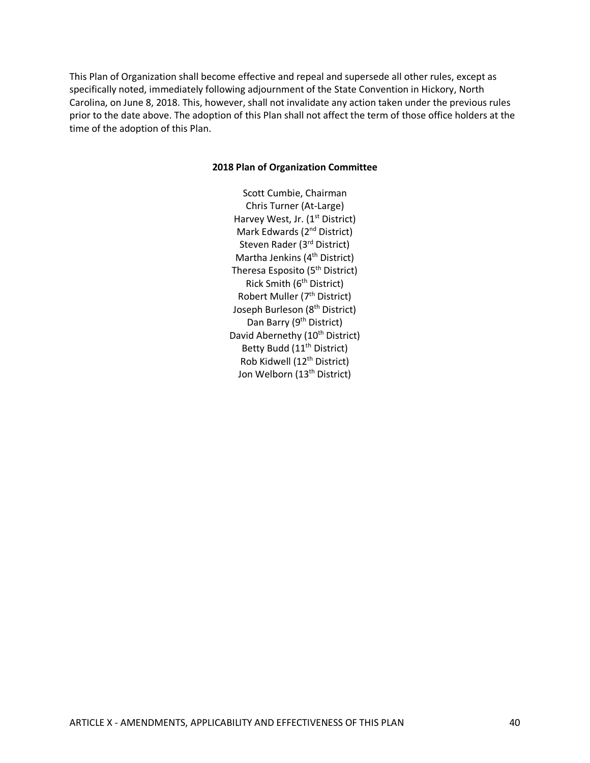This Plan of Organization shall become effective and repeal and supersede all other rules, except as specifically noted, immediately following adjournment of the State Convention in Hickory, North Carolina, on June 8, 2018. This, however, shall not invalidate any action taken under the previous rules prior to the date above. The adoption of this Plan shall not affect the term of those office holders at the time of the adoption of this Plan.

**2018 Plan of Organization Committee**

Scott Cumbie, Chairman
Chris Turner (At-Large)
Harvey West, Jr. (1st District)
Mark Edwards (2nd District)
Steven Rader (3rd District)
Martha Jenkins (4th District)
Theresa Esposito (5th District)
Rick Smith (6th District)
Robert Muller (7th District)
Joseph Burleson (8th District)
Dan Barry (9th District)
David Abernethy (10th District)
Betty Budd (11th District)
Rob Kidwell (12th District)
Jon Welborn (13th District)